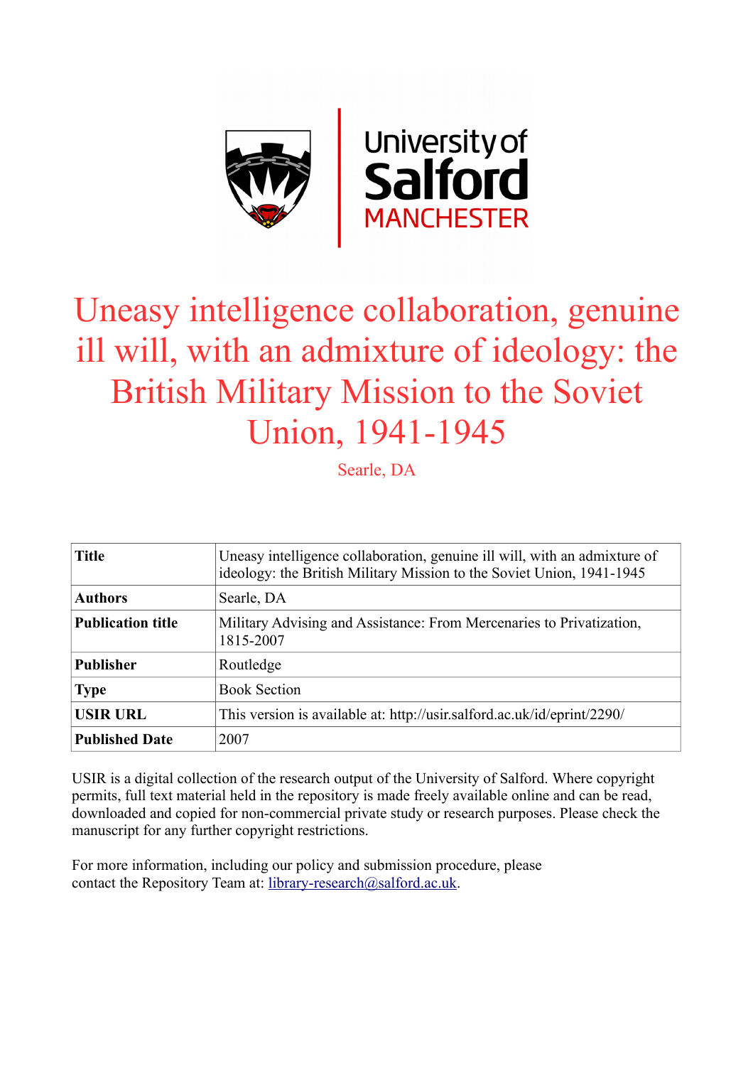University of Salford MANCHESTER

# Uneasy intelligence collaboration, genuine ill will, with an admixture of ideology: the British Military Mission to the Soviet Union, 1941-1945

Searle, DA

| **Title** | Uneasy intelligence collaboration, genuine ill will, with an admixture of ideology: the British Military Mission to the Soviet Union, 1941-1945 |
|---|---|
| **Authors** | Searle, DA |
| **Publication title** | Military Advising and Assistance: From Mercenaries to Privatization, 1815-2007 |
| **Publisher** | Routledge |
| **Type** | Book Section |
| **USIR URL** | This version is available at: http://usir.salford.ac.uk/id/eprint/2290/ |
| **Published Date** | 2007 |

USIR is a digital collection of the research output of the University of Salford. Where copyright permits, full text material held in the repository is made freely available online and can be read, downloaded and copied for non-commercial private study or research purposes. Please check the manuscript for any further copyright restrictions.

For more information, including our policy and submission procedure, please contact the Repository Team at: library-research@salford.ac.uk.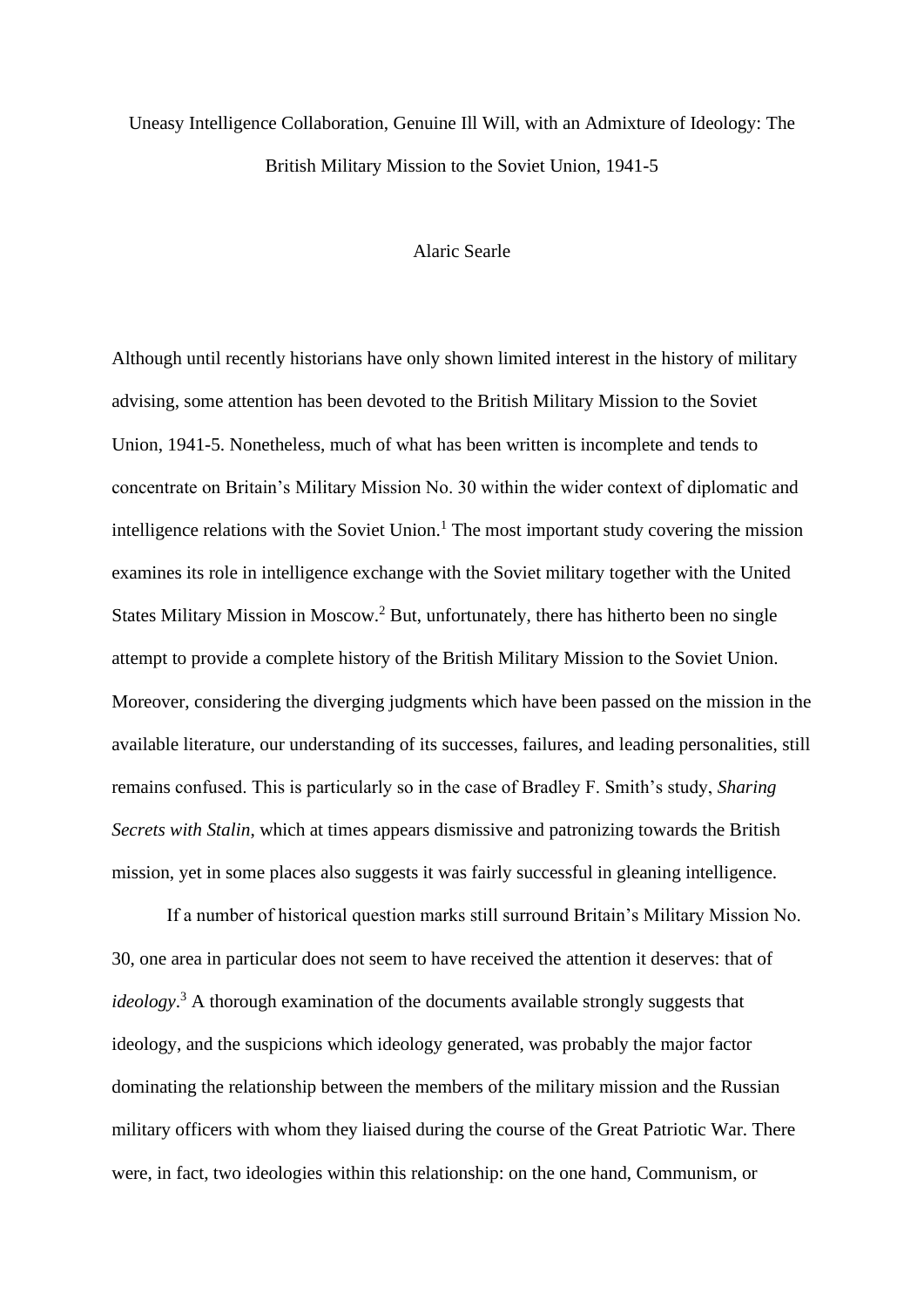Uneasy Intelligence Collaboration, Genuine Ill Will, with an Admixture of Ideology: The British Military Mission to the Soviet Union, 1941-5

Alaric Searle

Although until recently historians have only shown limited interest in the history of military advising, some attention has been devoted to the British Military Mission to the Soviet Union, 1941-5. Nonetheless, much of what has been written is incomplete and tends to concentrate on Britain's Military Mission No. 30 within the wider context of diplomatic and intelligence relations with the Soviet Union.[1] The most important study covering the mission examines its role in intelligence exchange with the Soviet military together with the United States Military Mission in Moscow.[2] But, unfortunately, there has hitherto been no single attempt to provide a complete history of the British Military Mission to the Soviet Union. Moreover, considering the diverging judgments which have been passed on the mission in the available literature, our understanding of its successes, failures, and leading personalities, still remains confused. This is particularly so in the case of Bradley F. Smith's study, *Sharing Secrets with Stalin*, which at times appears dismissive and patronizing towards the British mission, yet in some places also suggests it was fairly successful in gleaning intelligence.

If a number of historical question marks still surround Britain's Military Mission No. 30, one area in particular does not seem to have received the attention it deserves: that of *ideology*.[3] A thorough examination of the documents available strongly suggests that ideology, and the suspicions which ideology generated, was probably the major factor dominating the relationship between the members of the military mission and the Russian military officers with whom they liaised during the course of the Great Patriotic War. There were, in fact, two ideologies within this relationship: on the one hand, Communism, or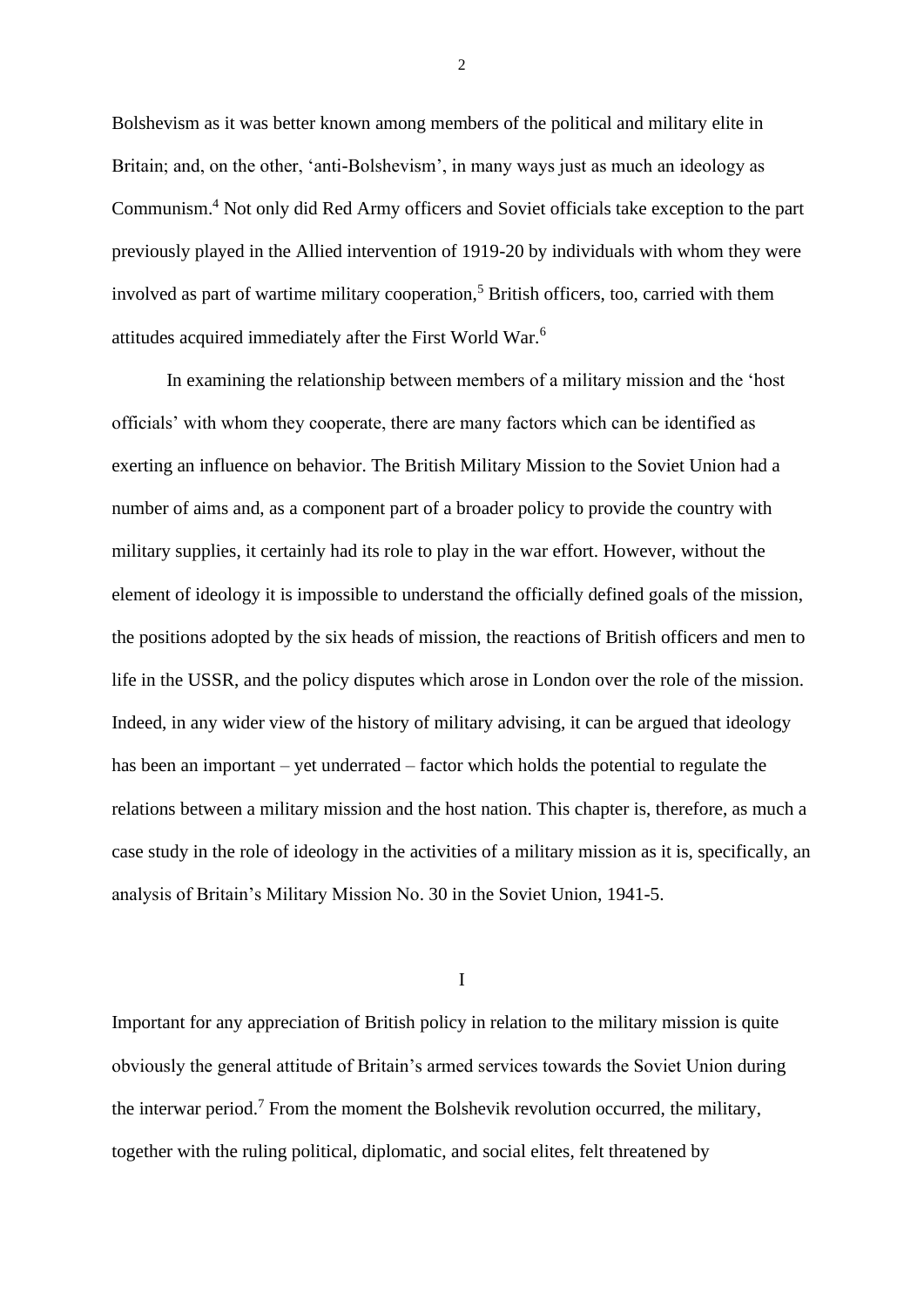Bolshevism as it was better known among members of the political and military elite in Britain; and, on the other, 'anti-Bolshevism', in many ways just as much an ideology as Communism.[4] Not only did Red Army officers and Soviet officials take exception to the part previously played in the Allied intervention of 1919-20 by individuals with whom they were involved as part of wartime military cooperation,[5] British officers, too, carried with them attitudes acquired immediately after the First World War.[6]

In examining the relationship between members of a military mission and the 'host officials' with whom they cooperate, there are many factors which can be identified as exerting an influence on behavior. The British Military Mission to the Soviet Union had a number of aims and, as a component part of a broader policy to provide the country with military supplies, it certainly had its role to play in the war effort. However, without the element of ideology it is impossible to understand the officially defined goals of the mission, the positions adopted by the six heads of mission, the reactions of British officers and men to life in the USSR, and the policy disputes which arose in London over the role of the mission. Indeed, in any wider view of the history of military advising, it can be argued that ideology has been an important – yet underrated – factor which holds the potential to regulate the relations between a military mission and the host nation. This chapter is, therefore, as much a case study in the role of ideology in the activities of a military mission as it is, specifically, an analysis of Britain's Military Mission No. 30 in the Soviet Union, 1941-5.

## I

Important for any appreciation of British policy in relation to the military mission is quite obviously the general attitude of Britain's armed services towards the Soviet Union during the interwar period.[7] From the moment the Bolshevik revolution occurred, the military, together with the ruling political, diplomatic, and social elites, felt threatened by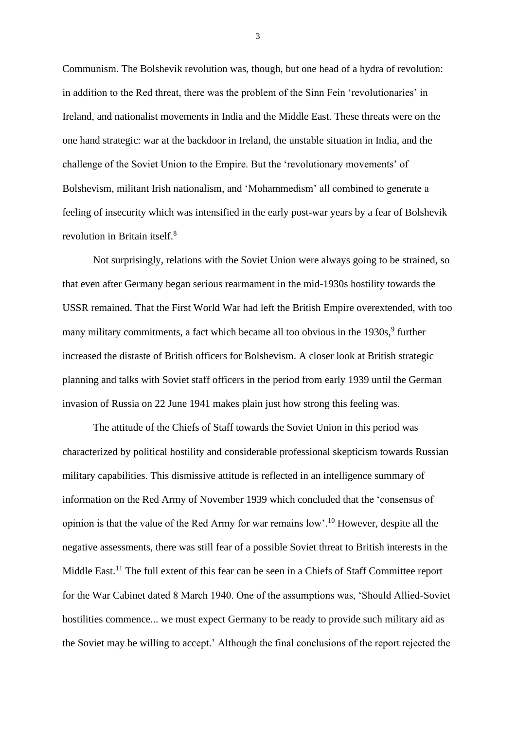Communism. The Bolshevik revolution was, though, but one head of a hydra of revolution: in addition to the Red threat, there was the problem of the Sinn Fein 'revolutionaries' in Ireland, and nationalist movements in India and the Middle East. These threats were on the one hand strategic: war at the backdoor in Ireland, the unstable situation in India, and the challenge of the Soviet Union to the Empire. But the 'revolutionary movements' of Bolshevism, militant Irish nationalism, and 'Mohammedism' all combined to generate a feeling of insecurity which was intensified in the early post-war years by a fear of Bolshevik revolution in Britain itself.[8]

Not surprisingly, relations with the Soviet Union were always going to be strained, so that even after Germany began serious rearmament in the mid-1930s hostility towards the USSR remained. That the First World War had left the British Empire overextended, with too many military commitments, a fact which became all too obvious in the 1930s,[9] further increased the distaste of British officers for Bolshevism. A closer look at British strategic planning and talks with Soviet staff officers in the period from early 1939 until the German invasion of Russia on 22 June 1941 makes plain just how strong this feeling was.

The attitude of the Chiefs of Staff towards the Soviet Union in this period was characterized by political hostility and considerable professional skepticism towards Russian military capabilities. This dismissive attitude is reflected in an intelligence summary of information on the Red Army of November 1939 which concluded that the 'consensus of opinion is that the value of the Red Army for war remains low'.[10] However, despite all the negative assessments, there was still fear of a possible Soviet threat to British interests in the Middle East.[11] The full extent of this fear can be seen in a Chiefs of Staff Committee report for the War Cabinet dated 8 March 1940. One of the assumptions was, 'Should Allied-Soviet hostilities commence... we must expect Germany to be ready to provide such military aid as the Soviet may be willing to accept.' Although the final conclusions of the report rejected the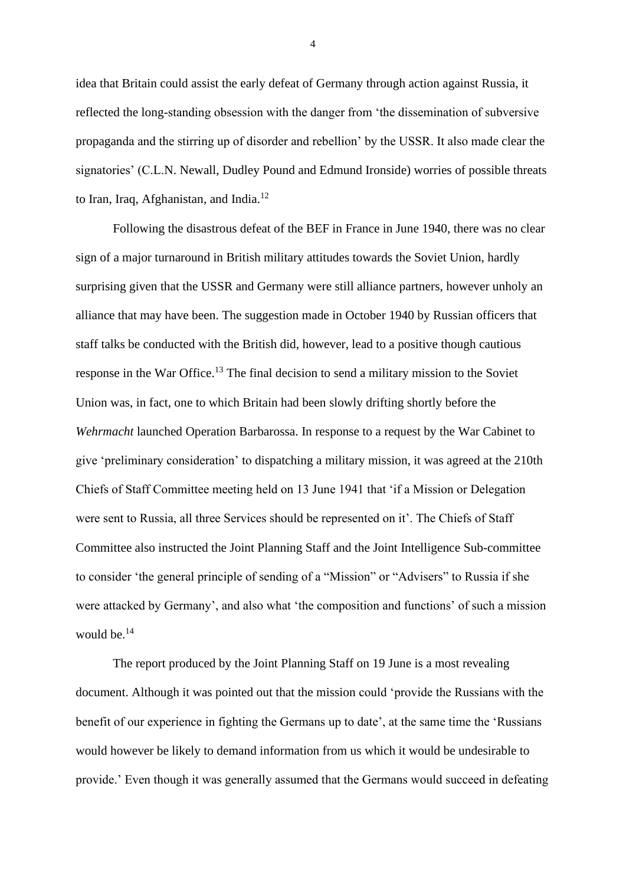idea that Britain could assist the early defeat of Germany through action against Russia, it reflected the long-standing obsession with the danger from 'the dissemination of subversive propaganda and the stirring up of disorder and rebellion' by the USSR. It also made clear the signatories' (C.L.N. Newall, Dudley Pound and Edmund Ironside) worries of possible threats to Iran, Iraq, Afghanistan, and India.[12]

Following the disastrous defeat of the BEF in France in June 1940, there was no clear sign of a major turnaround in British military attitudes towards the Soviet Union, hardly surprising given that the USSR and Germany were still alliance partners, however unholy an alliance that may have been. The suggestion made in October 1940 by Russian officers that staff talks be conducted with the British did, however, lead to a positive though cautious response in the War Office.[13] The final decision to send a military mission to the Soviet Union was, in fact, one to which Britain had been slowly drifting shortly before the *Wehrmacht* launched Operation Barbarossa. In response to a request by the War Cabinet to give 'preliminary consideration' to dispatching a military mission, it was agreed at the 210th Chiefs of Staff Committee meeting held on 13 June 1941 that 'if a Mission or Delegation were sent to Russia, all three Services should be represented on it'. The Chiefs of Staff Committee also instructed the Joint Planning Staff and the Joint Intelligence Sub-committee to consider 'the general principle of sending of a "Mission" or "Advisers" to Russia if she were attacked by Germany', and also what 'the composition and functions' of such a mission would be.[14]

The report produced by the Joint Planning Staff on 19 June is a most revealing document. Although it was pointed out that the mission could 'provide the Russians with the benefit of our experience in fighting the Germans up to date', at the same time the 'Russians would however be likely to demand information from us which it would be undesirable to provide.' Even though it was generally assumed that the Germans would succeed in defeating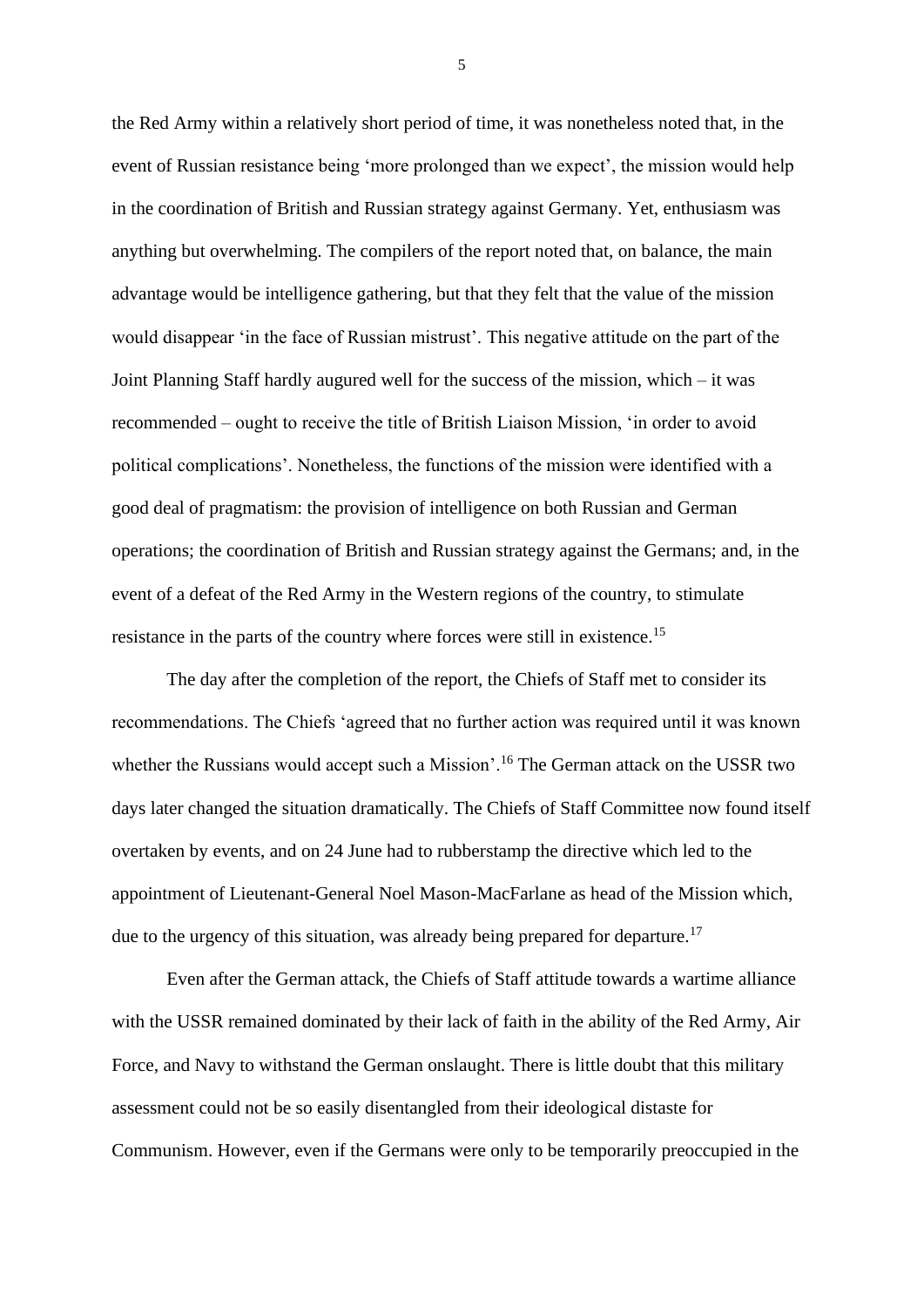the Red Army within a relatively short period of time, it was nonetheless noted that, in the event of Russian resistance being 'more prolonged than we expect', the mission would help in the coordination of British and Russian strategy against Germany. Yet, enthusiasm was anything but overwhelming. The compilers of the report noted that, on balance, the main advantage would be intelligence gathering, but that they felt that the value of the mission would disappear 'in the face of Russian mistrust'. This negative attitude on the part of the Joint Planning Staff hardly augured well for the success of the mission, which – it was recommended – ought to receive the title of British Liaison Mission, 'in order to avoid political complications'. Nonetheless, the functions of the mission were identified with a good deal of pragmatism: the provision of intelligence on both Russian and German operations; the coordination of British and Russian strategy against the Germans; and, in the event of a defeat of the Red Army in the Western regions of the country, to stimulate resistance in the parts of the country where forces were still in existence.[15]

The day after the completion of the report, the Chiefs of Staff met to consider its recommendations. The Chiefs 'agreed that no further action was required until it was known whether the Russians would accept such a Mission'.[16] The German attack on the USSR two days later changed the situation dramatically. The Chiefs of Staff Committee now found itself overtaken by events, and on 24 June had to rubberstamp the directive which led to the appointment of Lieutenant-General Noel Mason-MacFarlane as head of the Mission which, due to the urgency of this situation, was already being prepared for departure.[17]

Even after the German attack, the Chiefs of Staff attitude towards a wartime alliance with the USSR remained dominated by their lack of faith in the ability of the Red Army, Air Force, and Navy to withstand the German onslaught. There is little doubt that this military assessment could not be so easily disentangled from their ideological distaste for Communism. However, even if the Germans were only to be temporarily preoccupied in the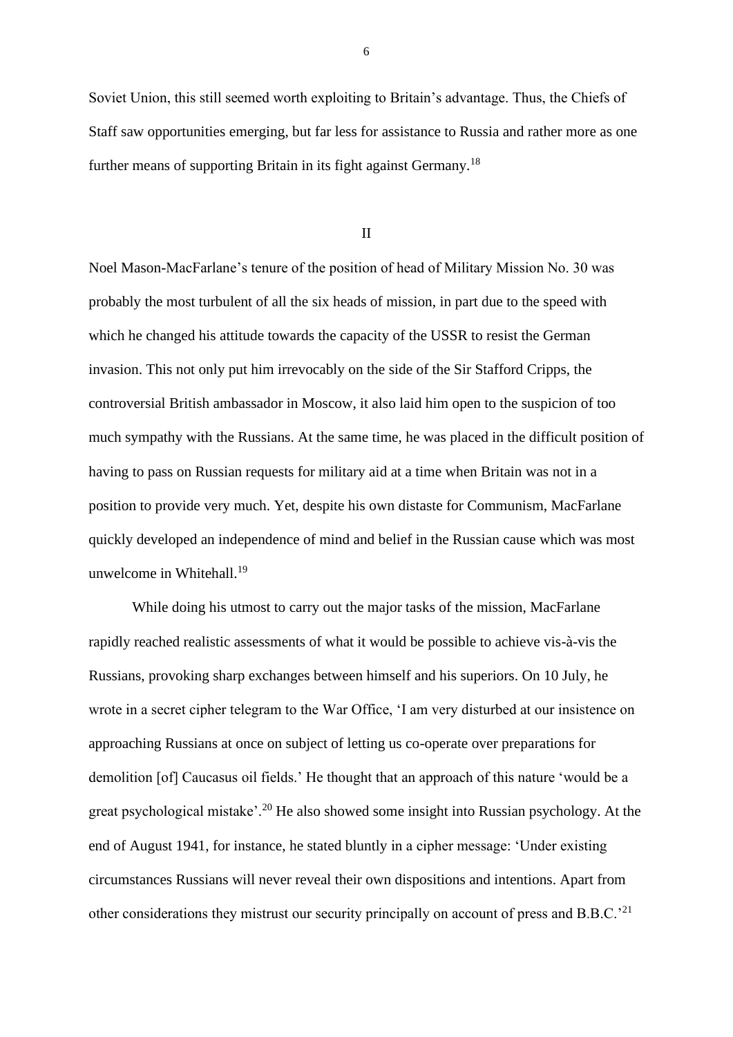Soviet Union, this still seemed worth exploiting to Britain's advantage. Thus, the Chiefs of Staff saw opportunities emerging, but far less for assistance to Russia and rather more as one further means of supporting Britain in its fight against Germany.[18]

## II

Noel Mason-MacFarlane's tenure of the position of head of Military Mission No. 30 was probably the most turbulent of all the six heads of mission, in part due to the speed with which he changed his attitude towards the capacity of the USSR to resist the German invasion. This not only put him irrevocably on the side of the Sir Stafford Cripps, the controversial British ambassador in Moscow, it also laid him open to the suspicion of too much sympathy with the Russians. At the same time, he was placed in the difficult position of having to pass on Russian requests for military aid at a time when Britain was not in a position to provide very much. Yet, despite his own distaste for Communism, MacFarlane quickly developed an independence of mind and belief in the Russian cause which was most unwelcome in Whitehall.[19]

While doing his utmost to carry out the major tasks of the mission, MacFarlane rapidly reached realistic assessments of what it would be possible to achieve vis-à-vis the Russians, provoking sharp exchanges between himself and his superiors. On 10 July, he wrote in a secret cipher telegram to the War Office, 'I am very disturbed at our insistence on approaching Russians at once on subject of letting us co-operate over preparations for demolition [of] Caucasus oil fields.' He thought that an approach of this nature 'would be a great psychological mistake'.[20] He also showed some insight into Russian psychology. At the end of August 1941, for instance, he stated bluntly in a cipher message: 'Under existing circumstances Russians will never reveal their own dispositions and intentions. Apart from other considerations they mistrust our security principally on account of press and B.B.C.'[21]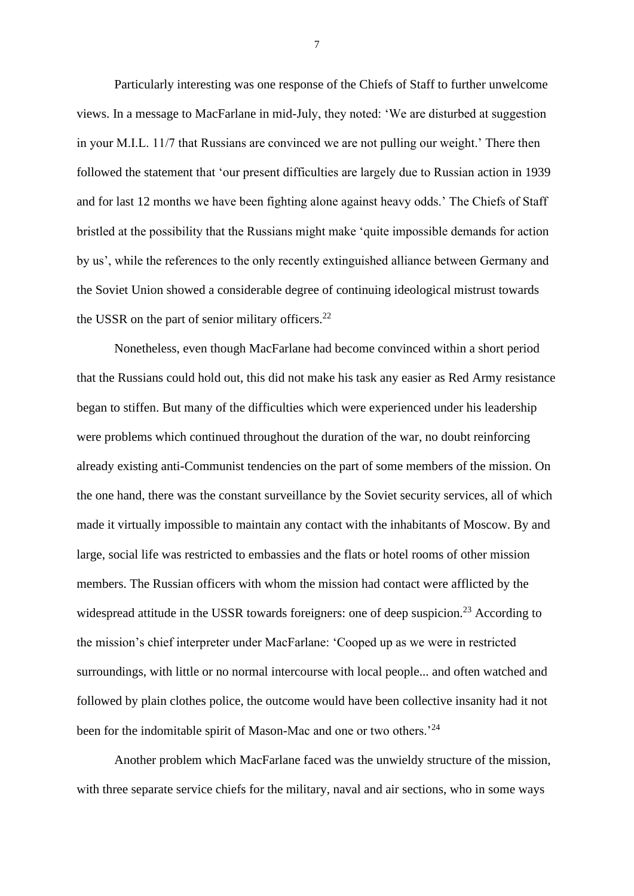Particularly interesting was one response of the Chiefs of Staff to further unwelcome views. In a message to MacFarlane in mid-July, they noted: 'We are disturbed at suggestion in your M.I.L. 11/7 that Russians are convinced we are not pulling our weight.' There then followed the statement that 'our present difficulties are largely due to Russian action in 1939 and for last 12 months we have been fighting alone against heavy odds.' The Chiefs of Staff bristled at the possibility that the Russians might make 'quite impossible demands for action by us', while the references to the only recently extinguished alliance between Germany and the Soviet Union showed a considerable degree of continuing ideological mistrust towards the USSR on the part of senior military officers.[22]

Nonetheless, even though MacFarlane had become convinced within a short period that the Russians could hold out, this did not make his task any easier as Red Army resistance began to stiffen. But many of the difficulties which were experienced under his leadership were problems which continued throughout the duration of the war, no doubt reinforcing already existing anti-Communist tendencies on the part of some members of the mission. On the one hand, there was the constant surveillance by the Soviet security services, all of which made it virtually impossible to maintain any contact with the inhabitants of Moscow. By and large, social life was restricted to embassies and the flats or hotel rooms of other mission members. The Russian officers with whom the mission had contact were afflicted by the widespread attitude in the USSR towards foreigners: one of deep suspicion.[23] According to the mission's chief interpreter under MacFarlane: 'Cooped up as we were in restricted surroundings, with little or no normal intercourse with local people... and often watched and followed by plain clothes police, the outcome would have been collective insanity had it not been for the indomitable spirit of Mason-Mac and one or two others.'[24]

Another problem which MacFarlane faced was the unwieldy structure of the mission, with three separate service chiefs for the military, naval and air sections, who in some ways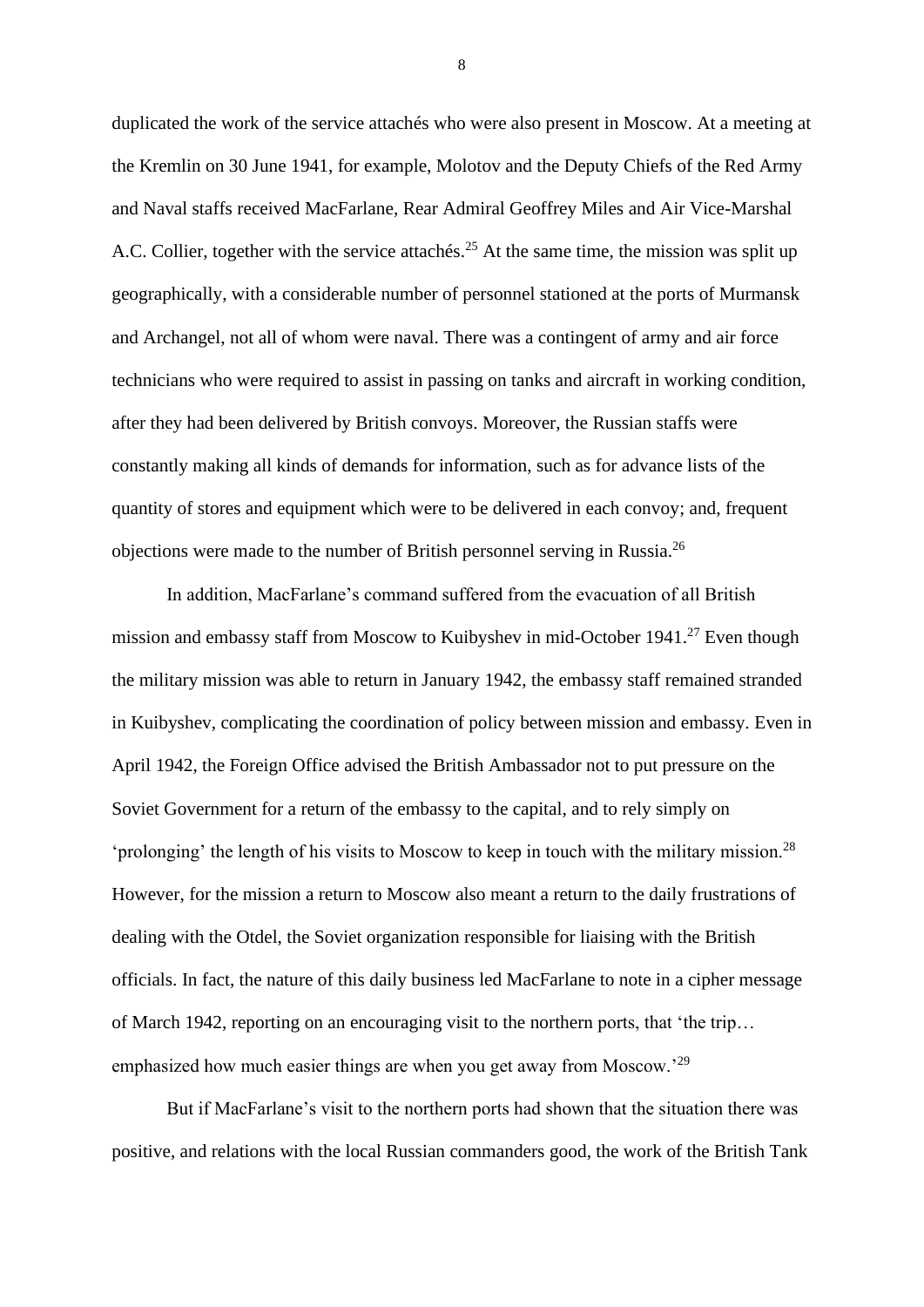duplicated the work of the service attachés who were also present in Moscow. At a meeting at the Kremlin on 30 June 1941, for example, Molotov and the Deputy Chiefs of the Red Army and Naval staffs received MacFarlane, Rear Admiral Geoffrey Miles and Air Vice-Marshal A.C. Collier, together with the service attachés.[25] At the same time, the mission was split up geographically, with a considerable number of personnel stationed at the ports of Murmansk and Archangel, not all of whom were naval. There was a contingent of army and air force technicians who were required to assist in passing on tanks and aircraft in working condition, after they had been delivered by British convoys. Moreover, the Russian staffs were constantly making all kinds of demands for information, such as for advance lists of the quantity of stores and equipment which were to be delivered in each convoy; and, frequent objections were made to the number of British personnel serving in Russia.[26]

In addition, MacFarlane's command suffered from the evacuation of all British mission and embassy staff from Moscow to Kuibyshev in mid-October 1941.[27] Even though the military mission was able to return in January 1942, the embassy staff remained stranded in Kuibyshev, complicating the coordination of policy between mission and embassy. Even in April 1942, the Foreign Office advised the British Ambassador not to put pressure on the Soviet Government for a return of the embassy to the capital, and to rely simply on 'prolonging' the length of his visits to Moscow to keep in touch with the military mission.[28] However, for the mission a return to Moscow also meant a return to the daily frustrations of dealing with the Otdel, the Soviet organization responsible for liaising with the British officials. In fact, the nature of this daily business led MacFarlane to note in a cipher message of March 1942, reporting on an encouraging visit to the northern ports, that 'the trip… emphasized how much easier things are when you get away from Moscow.'[29]

But if MacFarlane's visit to the northern ports had shown that the situation there was positive, and relations with the local Russian commanders good, the work of the British Tank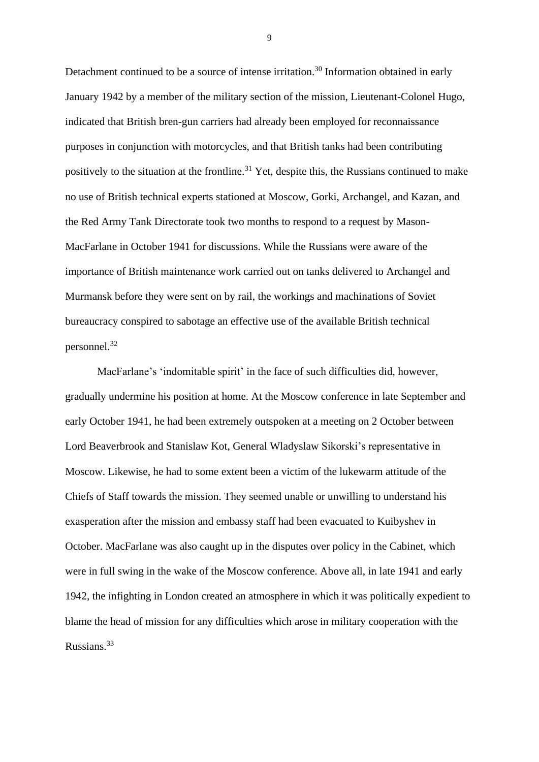Detachment continued to be a source of intense irritation.[30] Information obtained in early January 1942 by a member of the military section of the mission, Lieutenant-Colonel Hugo, indicated that British bren-gun carriers had already been employed for reconnaissance purposes in conjunction with motorcycles, and that British tanks had been contributing positively to the situation at the frontline.[31] Yet, despite this, the Russians continued to make no use of British technical experts stationed at Moscow, Gorki, Archangel, and Kazan, and the Red Army Tank Directorate took two months to respond to a request by Mason-MacFarlane in October 1941 for discussions. While the Russians were aware of the importance of British maintenance work carried out on tanks delivered to Archangel and Murmansk before they were sent on by rail, the workings and machinations of Soviet bureaucracy conspired to sabotage an effective use of the available British technical personnel.[32]

MacFarlane's 'indomitable spirit' in the face of such difficulties did, however, gradually undermine his position at home. At the Moscow conference in late September and early October 1941, he had been extremely outspoken at a meeting on 2 October between Lord Beaverbrook and Stanislaw Kot, General Wladyslaw Sikorski's representative in Moscow. Likewise, he had to some extent been a victim of the lukewarm attitude of the Chiefs of Staff towards the mission. They seemed unable or unwilling to understand his exasperation after the mission and embassy staff had been evacuated to Kuibyshev in October. MacFarlane was also caught up in the disputes over policy in the Cabinet, which were in full swing in the wake of the Moscow conference. Above all, in late 1941 and early 1942, the infighting in London created an atmosphere in which it was politically expedient to blame the head of mission for any difficulties which arose in military cooperation with the Russians.[33]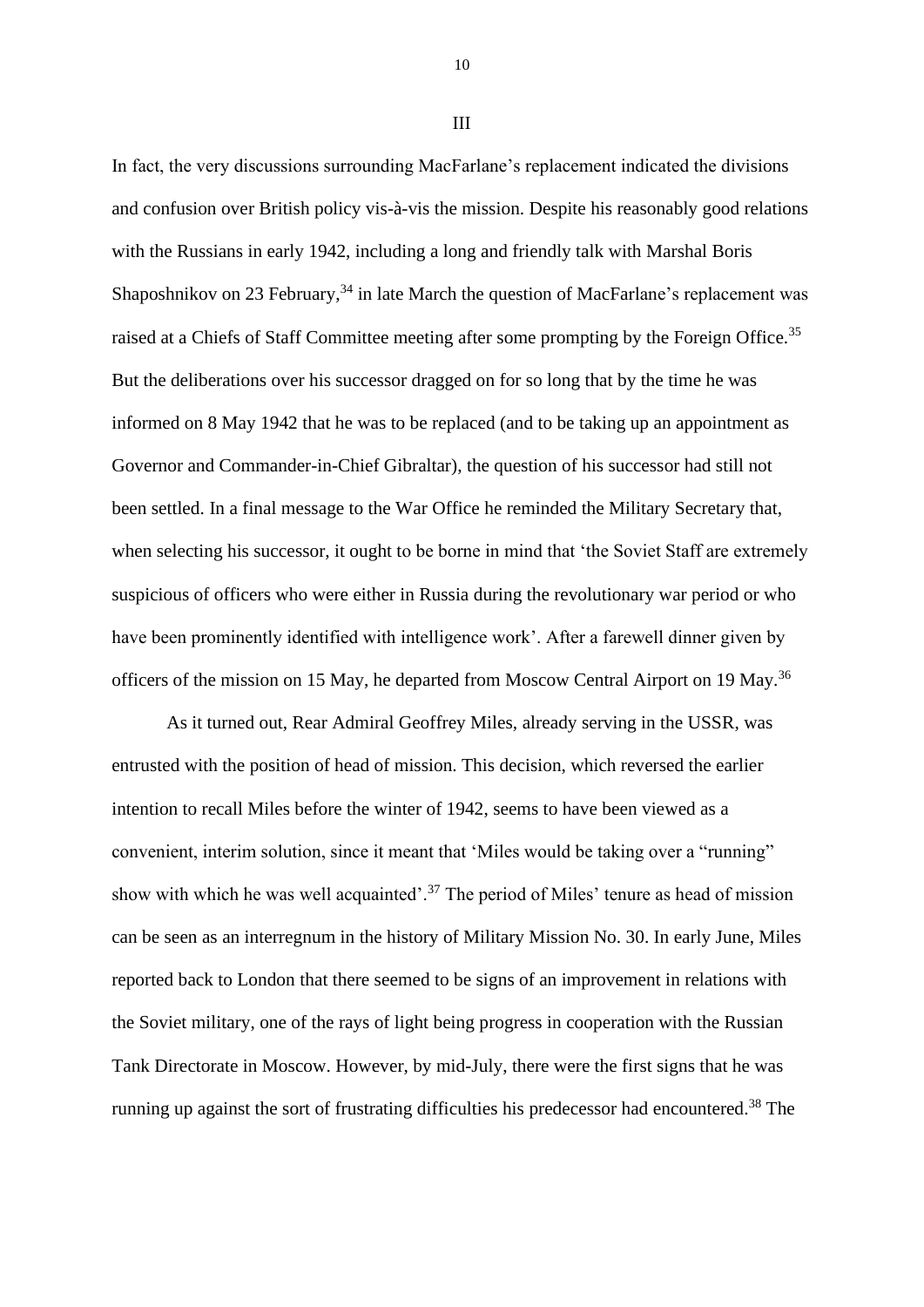## III

In fact, the very discussions surrounding MacFarlane's replacement indicated the divisions and confusion over British policy vis-à-vis the mission. Despite his reasonably good relations with the Russians in early 1942, including a long and friendly talk with Marshal Boris Shaposhnikov on 23 February,[34] in late March the question of MacFarlane's replacement was raised at a Chiefs of Staff Committee meeting after some prompting by the Foreign Office.[35] But the deliberations over his successor dragged on for so long that by the time he was informed on 8 May 1942 that he was to be replaced (and to be taking up an appointment as Governor and Commander-in-Chief Gibraltar), the question of his successor had still not been settled. In a final message to the War Office he reminded the Military Secretary that, when selecting his successor, it ought to be borne in mind that 'the Soviet Staff are extremely suspicious of officers who were either in Russia during the revolutionary war period or who have been prominently identified with intelligence work'. After a farewell dinner given by officers of the mission on 15 May, he departed from Moscow Central Airport on 19 May.[36]

As it turned out, Rear Admiral Geoffrey Miles, already serving in the USSR, was entrusted with the position of head of mission. This decision, which reversed the earlier intention to recall Miles before the winter of 1942, seems to have been viewed as a convenient, interim solution, since it meant that 'Miles would be taking over a "running" show with which he was well acquainted'.[37] The period of Miles' tenure as head of mission can be seen as an interregnum in the history of Military Mission No. 30. In early June, Miles reported back to London that there seemed to be signs of an improvement in relations with the Soviet military, one of the rays of light being progress in cooperation with the Russian Tank Directorate in Moscow. However, by mid-July, there were the first signs that he was running up against the sort of frustrating difficulties his predecessor had encountered.[38] The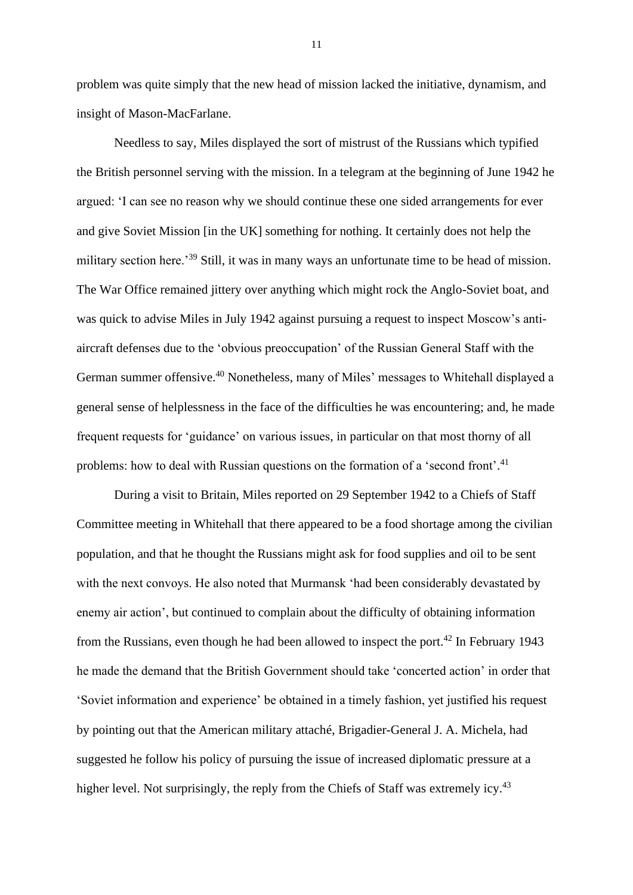problem was quite simply that the new head of mission lacked the initiative, dynamism, and insight of Mason-MacFarlane.

Needless to say, Miles displayed the sort of mistrust of the Russians which typified the British personnel serving with the mission. In a telegram at the beginning of June 1942 he argued: 'I can see no reason why we should continue these one sided arrangements for ever and give Soviet Mission [in the UK] something for nothing. It certainly does not help the military section here.'[39] Still, it was in many ways an unfortunate time to be head of mission. The War Office remained jittery over anything which might rock the Anglo-Soviet boat, and was quick to advise Miles in July 1942 against pursuing a request to inspect Moscow's anti-aircraft defenses due to the 'obvious preoccupation' of the Russian General Staff with the German summer offensive.[40] Nonetheless, many of Miles' messages to Whitehall displayed a general sense of helplessness in the face of the difficulties he was encountering; and, he made frequent requests for 'guidance' on various issues, in particular on that most thorny of all problems: how to deal with Russian questions on the formation of a 'second front'.[41]

During a visit to Britain, Miles reported on 29 September 1942 to a Chiefs of Staff Committee meeting in Whitehall that there appeared to be a food shortage among the civilian population, and that he thought the Russians might ask for food supplies and oil to be sent with the next convoys. He also noted that Murmansk 'had been considerably devastated by enemy air action', but continued to complain about the difficulty of obtaining information from the Russians, even though he had been allowed to inspect the port.[42] In February 1943 he made the demand that the British Government should take 'concerted action' in order that 'Soviet information and experience' be obtained in a timely fashion, yet justified his request by pointing out that the American military attaché, Brigadier-General J. A. Michela, had suggested he follow his policy of pursuing the issue of increased diplomatic pressure at a higher level. Not surprisingly, the reply from the Chiefs of Staff was extremely icy.[43]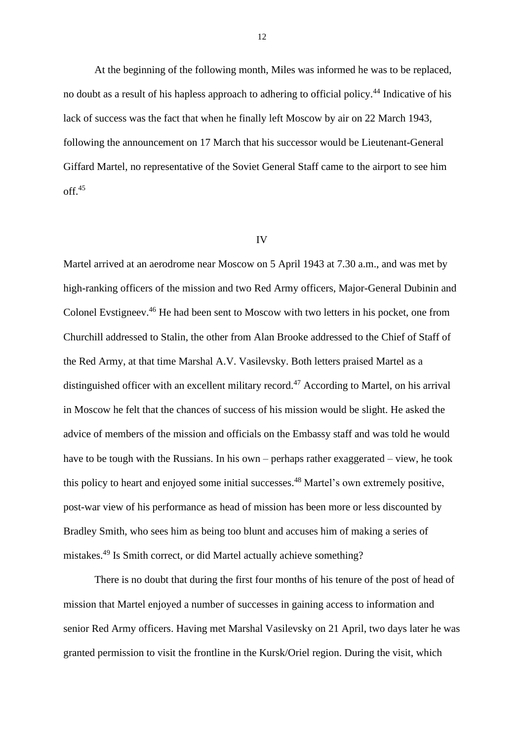At the beginning of the following month, Miles was informed he was to be replaced, no doubt as a result of his hapless approach to adhering to official policy.[44] Indicative of his lack of success was the fact that when he finally left Moscow by air on 22 March 1943, following the announcement on 17 March that his successor would be Lieutenant-General Giffard Martel, no representative of the Soviet General Staff came to the airport to see him off.[45]

## IV

Martel arrived at an aerodrome near Moscow on 5 April 1943 at 7.30 a.m., and was met by high-ranking officers of the mission and two Red Army officers, Major-General Dubinin and Colonel Evstigneev.[46] He had been sent to Moscow with two letters in his pocket, one from Churchill addressed to Stalin, the other from Alan Brooke addressed to the Chief of Staff of the Red Army, at that time Marshal A.V. Vasilevsky. Both letters praised Martel as a distinguished officer with an excellent military record.[47] According to Martel, on his arrival in Moscow he felt that the chances of success of his mission would be slight. He asked the advice of members of the mission and officials on the Embassy staff and was told he would have to be tough with the Russians. In his own – perhaps rather exaggerated – view, he took this policy to heart and enjoyed some initial successes.[48] Martel's own extremely positive, post-war view of his performance as head of mission has been more or less discounted by Bradley Smith, who sees him as being too blunt and accuses him of making a series of mistakes.[49] Is Smith correct, or did Martel actually achieve something?

There is no doubt that during the first four months of his tenure of the post of head of mission that Martel enjoyed a number of successes in gaining access to information and senior Red Army officers. Having met Marshal Vasilevsky on 21 April, two days later he was granted permission to visit the frontline in the Kursk/Oriel region. During the visit, which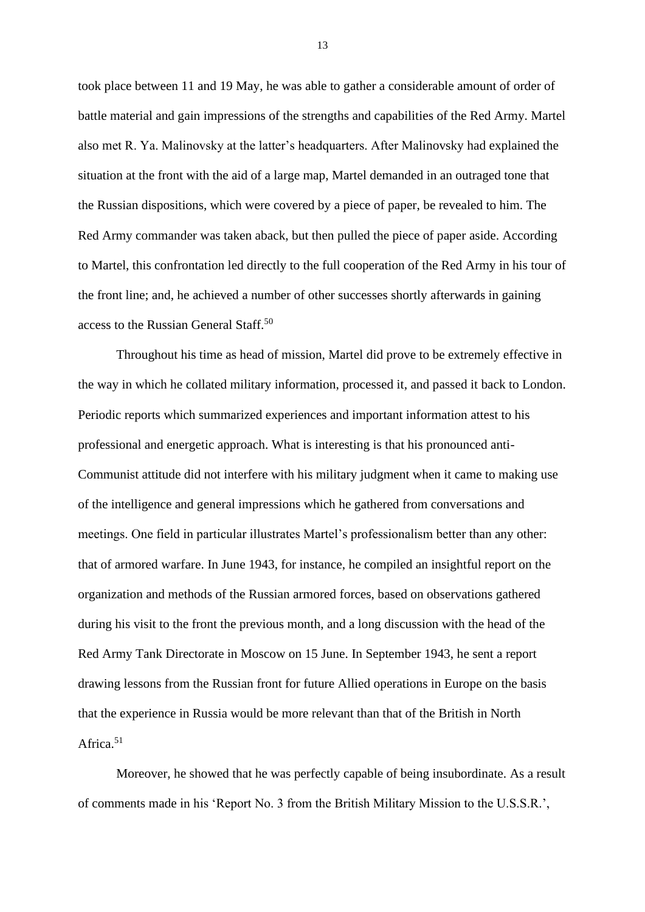took place between 11 and 19 May, he was able to gather a considerable amount of order of battle material and gain impressions of the strengths and capabilities of the Red Army. Martel also met R. Ya. Malinovsky at the latter's headquarters. After Malinovsky had explained the situation at the front with the aid of a large map, Martel demanded in an outraged tone that the Russian dispositions, which were covered by a piece of paper, be revealed to him. The Red Army commander was taken aback, but then pulled the piece of paper aside. According to Martel, this confrontation led directly to the full cooperation of the Red Army in his tour of the front line; and, he achieved a number of other successes shortly afterwards in gaining access to the Russian General Staff.[50]

Throughout his time as head of mission, Martel did prove to be extremely effective in the way in which he collated military information, processed it, and passed it back to London. Periodic reports which summarized experiences and important information attest to his professional and energetic approach. What is interesting is that his pronounced anti-Communist attitude did not interfere with his military judgment when it came to making use of the intelligence and general impressions which he gathered from conversations and meetings. One field in particular illustrates Martel's professionalism better than any other: that of armored warfare. In June 1943, for instance, he compiled an insightful report on the organization and methods of the Russian armored forces, based on observations gathered during his visit to the front the previous month, and a long discussion with the head of the Red Army Tank Directorate in Moscow on 15 June. In September 1943, he sent a report drawing lessons from the Russian front for future Allied operations in Europe on the basis that the experience in Russia would be more relevant than that of the British in North Africa.[51]

Moreover, he showed that he was perfectly capable of being insubordinate. As a result of comments made in his 'Report No. 3 from the British Military Mission to the U.S.S.R.',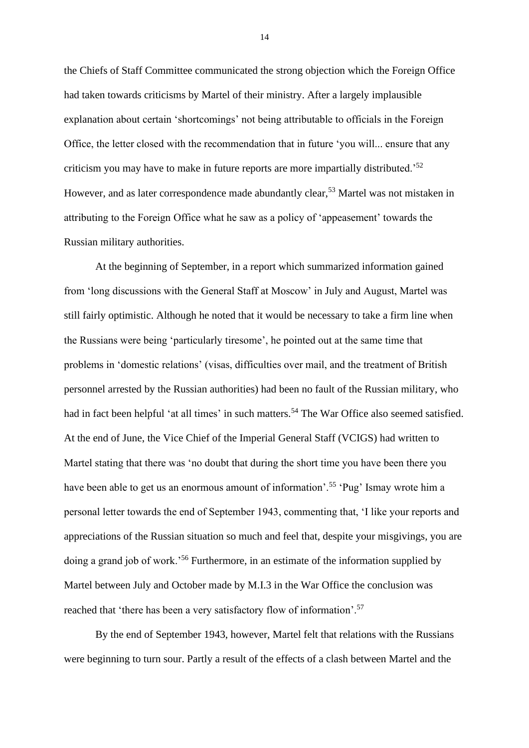the Chiefs of Staff Committee communicated the strong objection which the Foreign Office had taken towards criticisms by Martel of their ministry. After a largely implausible explanation about certain 'shortcomings' not being attributable to officials in the Foreign Office, the letter closed with the recommendation that in future 'you will... ensure that any criticism you may have to make in future reports are more impartially distributed.'[52] However, and as later correspondence made abundantly clear,[53] Martel was not mistaken in attributing to the Foreign Office what he saw as a policy of 'appeasement' towards the Russian military authorities.

At the beginning of September, in a report which summarized information gained from 'long discussions with the General Staff at Moscow' in July and August, Martel was still fairly optimistic. Although he noted that it would be necessary to take a firm line when the Russians were being 'particularly tiresome', he pointed out at the same time that problems in 'domestic relations' (visas, difficulties over mail, and the treatment of British personnel arrested by the Russian authorities) had been no fault of the Russian military, who had in fact been helpful 'at all times' in such matters.[54] The War Office also seemed satisfied. At the end of June, the Vice Chief of the Imperial General Staff (VCIGS) had written to Martel stating that there was 'no doubt that during the short time you have been there you have been able to get us an enormous amount of information'.[55] 'Pug' Ismay wrote him a personal letter towards the end of September 1943, commenting that, 'I like your reports and appreciations of the Russian situation so much and feel that, despite your misgivings, you are doing a grand job of work.'[56] Furthermore, in an estimate of the information supplied by Martel between July and October made by M.I.3 in the War Office the conclusion was reached that 'there has been a very satisfactory flow of information'.[57]

By the end of September 1943, however, Martel felt that relations with the Russians were beginning to turn sour. Partly a result of the effects of a clash between Martel and the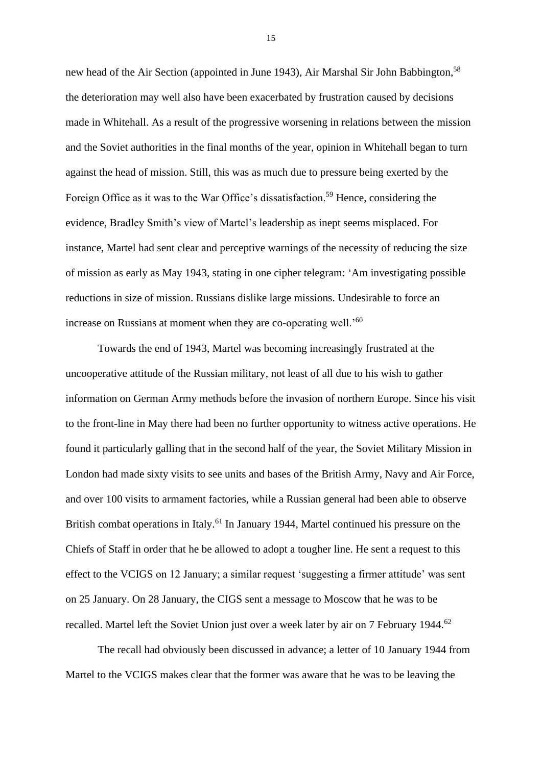new head of the Air Section (appointed in June 1943), Air Marshal Sir John Babbington,[58] the deterioration may well also have been exacerbated by frustration caused by decisions made in Whitehall. As a result of the progressive worsening in relations between the mission and the Soviet authorities in the final months of the year, opinion in Whitehall began to turn against the head of mission. Still, this was as much due to pressure being exerted by the Foreign Office as it was to the War Office's dissatisfaction.[59] Hence, considering the evidence, Bradley Smith's view of Martel's leadership as inept seems misplaced. For instance, Martel had sent clear and perceptive warnings of the necessity of reducing the size of mission as early as May 1943, stating in one cipher telegram: 'Am investigating possible reductions in size of mission. Russians dislike large missions. Undesirable to force an increase on Russians at moment when they are co-operating well.'[60]

Towards the end of 1943, Martel was becoming increasingly frustrated at the uncooperative attitude of the Russian military, not least of all due to his wish to gather information on German Army methods before the invasion of northern Europe. Since his visit to the front-line in May there had been no further opportunity to witness active operations. He found it particularly galling that in the second half of the year, the Soviet Military Mission in London had made sixty visits to see units and bases of the British Army, Navy and Air Force, and over 100 visits to armament factories, while a Russian general had been able to observe British combat operations in Italy.[61] In January 1944, Martel continued his pressure on the Chiefs of Staff in order that he be allowed to adopt a tougher line. He sent a request to this effect to the VCIGS on 12 January; a similar request 'suggesting a firmer attitude' was sent on 25 January. On 28 January, the CIGS sent a message to Moscow that he was to be recalled. Martel left the Soviet Union just over a week later by air on 7 February 1944.[62]

The recall had obviously been discussed in advance; a letter of 10 January 1944 from Martel to the VCIGS makes clear that the former was aware that he was to be leaving the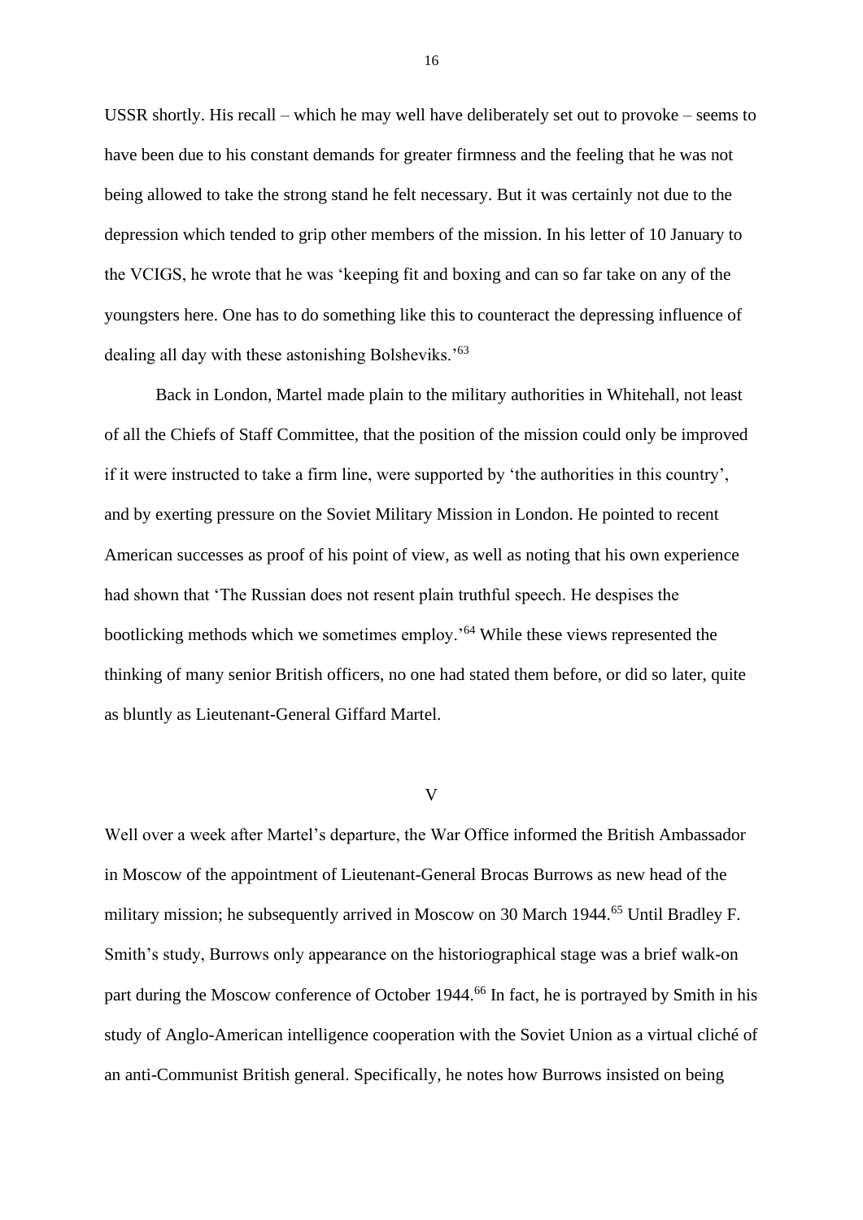USSR shortly. His recall – which he may well have deliberately set out to provoke – seems to have been due to his constant demands for greater firmness and the feeling that he was not being allowed to take the strong stand he felt necessary. But it was certainly not due to the depression which tended to grip other members of the mission. In his letter of 10 January to the VCIGS, he wrote that he was 'keeping fit and boxing and can so far take on any of the youngsters here. One has to do something like this to counteract the depressing influence of dealing all day with these astonishing Bolsheviks.'[63]

Back in London, Martel made plain to the military authorities in Whitehall, not least of all the Chiefs of Staff Committee, that the position of the mission could only be improved if it were instructed to take a firm line, were supported by 'the authorities in this country', and by exerting pressure on the Soviet Military Mission in London. He pointed to recent American successes as proof of his point of view, as well as noting that his own experience had shown that 'The Russian does not resent plain truthful speech. He despises the bootlicking methods which we sometimes employ.'[64] While these views represented the thinking of many senior British officers, no one had stated them before, or did so later, quite as bluntly as Lieutenant-General Giffard Martel.

## V

Well over a week after Martel's departure, the War Office informed the British Ambassador in Moscow of the appointment of Lieutenant-General Brocas Burrows as new head of the military mission; he subsequently arrived in Moscow on 30 March 1944.[65] Until Bradley F. Smith's study, Burrows only appearance on the historiographical stage was a brief walk-on part during the Moscow conference of October 1944.[66] In fact, he is portrayed by Smith in his study of Anglo-American intelligence cooperation with the Soviet Union as a virtual cliché of an anti-Communist British general. Specifically, he notes how Burrows insisted on being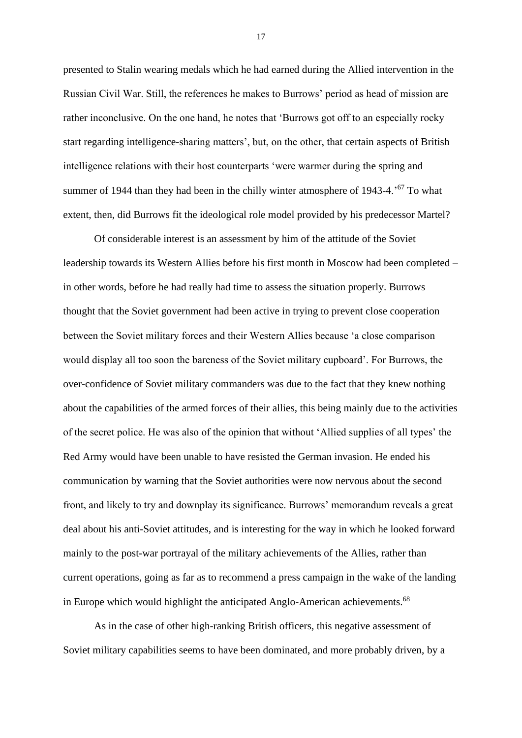presented to Stalin wearing medals which he had earned during the Allied intervention in the Russian Civil War. Still, the references he makes to Burrows' period as head of mission are rather inconclusive. On the one hand, he notes that 'Burrows got off to an especially rocky start regarding intelligence-sharing matters', but, on the other, that certain aspects of British intelligence relations with their host counterparts 'were warmer during the spring and summer of 1944 than they had been in the chilly winter atmosphere of 1943-4.'[67] To what extent, then, did Burrows fit the ideological role model provided by his predecessor Martel?

Of considerable interest is an assessment by him of the attitude of the Soviet leadership towards its Western Allies before his first month in Moscow had been completed – in other words, before he had really had time to assess the situation properly. Burrows thought that the Soviet government had been active in trying to prevent close cooperation between the Soviet military forces and their Western Allies because 'a close comparison would display all too soon the bareness of the Soviet military cupboard'. For Burrows, the over-confidence of Soviet military commanders was due to the fact that they knew nothing about the capabilities of the armed forces of their allies, this being mainly due to the activities of the secret police. He was also of the opinion that without 'Allied supplies of all types' the Red Army would have been unable to have resisted the German invasion. He ended his communication by warning that the Soviet authorities were now nervous about the second front, and likely to try and downplay its significance. Burrows' memorandum reveals a great deal about his anti-Soviet attitudes, and is interesting for the way in which he looked forward mainly to the post-war portrayal of the military achievements of the Allies, rather than current operations, going as far as to recommend a press campaign in the wake of the landing in Europe which would highlight the anticipated Anglo-American achievements.[68]

As in the case of other high-ranking British officers, this negative assessment of Soviet military capabilities seems to have been dominated, and more probably driven, by a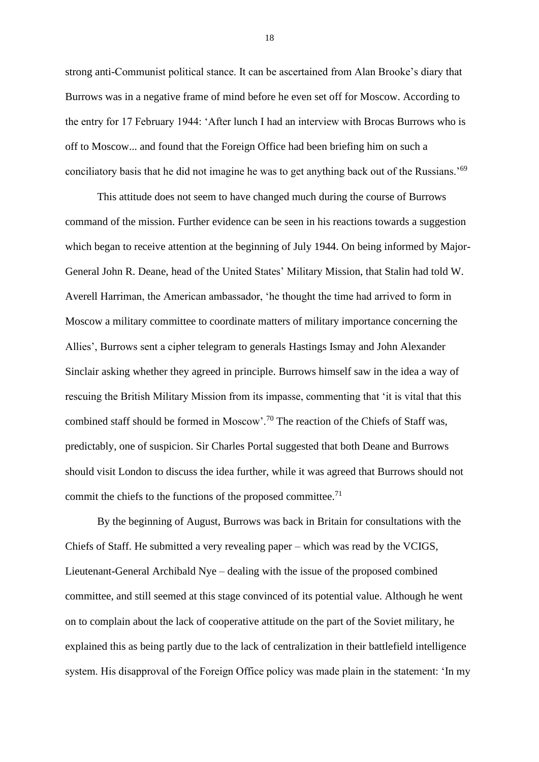strong anti-Communist political stance. It can be ascertained from Alan Brooke's diary that Burrows was in a negative frame of mind before he even set off for Moscow. According to the entry for 17 February 1944: 'After lunch I had an interview with Brocas Burrows who is off to Moscow... and found that the Foreign Office had been briefing him on such a conciliatory basis that he did not imagine he was to get anything back out of the Russians.'[69]

This attitude does not seem to have changed much during the course of Burrows command of the mission. Further evidence can be seen in his reactions towards a suggestion which began to receive attention at the beginning of July 1944. On being informed by Major-General John R. Deane, head of the United States' Military Mission, that Stalin had told W. Averell Harriman, the American ambassador, 'he thought the time had arrived to form in Moscow a military committee to coordinate matters of military importance concerning the Allies', Burrows sent a cipher telegram to generals Hastings Ismay and John Alexander Sinclair asking whether they agreed in principle. Burrows himself saw in the idea a way of rescuing the British Military Mission from its impasse, commenting that 'it is vital that this combined staff should be formed in Moscow'.[70] The reaction of the Chiefs of Staff was, predictably, one of suspicion. Sir Charles Portal suggested that both Deane and Burrows should visit London to discuss the idea further, while it was agreed that Burrows should not commit the chiefs to the functions of the proposed committee.[71]

By the beginning of August, Burrows was back in Britain for consultations with the Chiefs of Staff. He submitted a very revealing paper – which was read by the VCIGS, Lieutenant-General Archibald Nye – dealing with the issue of the proposed combined committee, and still seemed at this stage convinced of its potential value. Although he went on to complain about the lack of cooperative attitude on the part of the Soviet military, he explained this as being partly due to the lack of centralization in their battlefield intelligence system. His disapproval of the Foreign Office policy was made plain in the statement: 'In my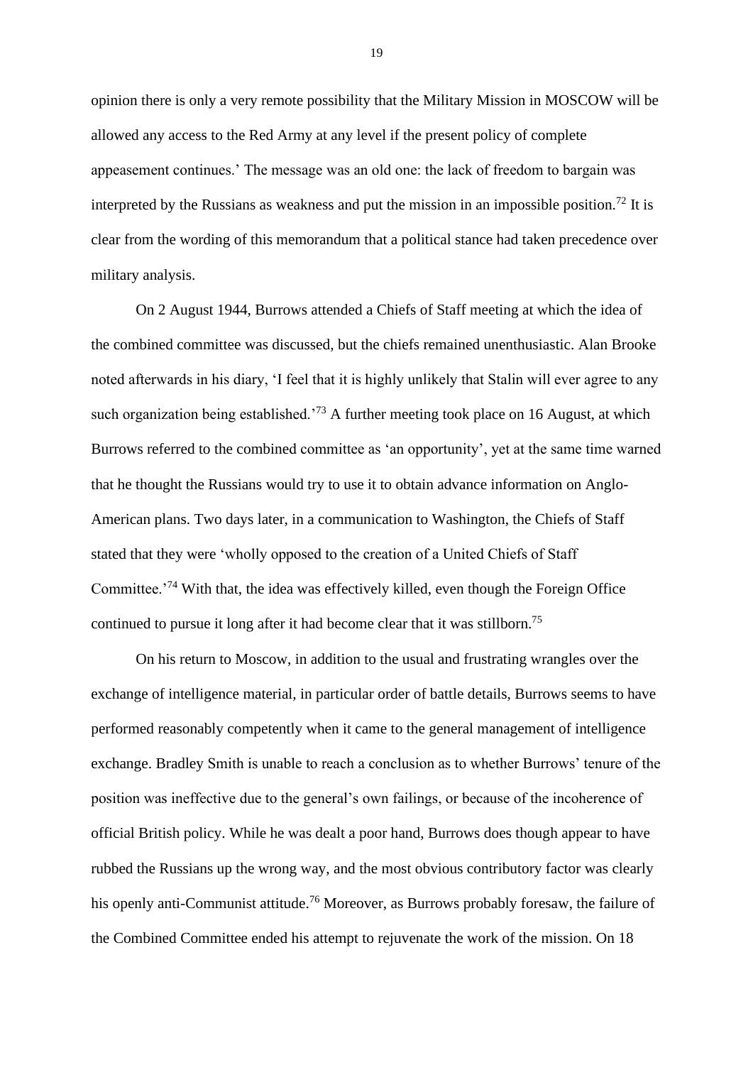opinion there is only a very remote possibility that the Military Mission in MOSCOW will be allowed any access to the Red Army at any level if the present policy of complete appeasement continues.' The message was an old one: the lack of freedom to bargain was interpreted by the Russians as weakness and put the mission in an impossible position.[72] It is clear from the wording of this memorandum that a political stance had taken precedence over military analysis.

On 2 August 1944, Burrows attended a Chiefs of Staff meeting at which the idea of the combined committee was discussed, but the chiefs remained unenthusiastic. Alan Brooke noted afterwards in his diary, 'I feel that it is highly unlikely that Stalin will ever agree to any such organization being established.'[73] A further meeting took place on 16 August, at which Burrows referred to the combined committee as 'an opportunity', yet at the same time warned that he thought the Russians would try to use it to obtain advance information on Anglo-American plans. Two days later, in a communication to Washington, the Chiefs of Staff stated that they were 'wholly opposed to the creation of a United Chiefs of Staff Committee.'[74] With that, the idea was effectively killed, even though the Foreign Office continued to pursue it long after it had become clear that it was stillborn.[75]

On his return to Moscow, in addition to the usual and frustrating wrangles over the exchange of intelligence material, in particular order of battle details, Burrows seems to have performed reasonably competently when it came to the general management of intelligence exchange. Bradley Smith is unable to reach a conclusion as to whether Burrows' tenure of the position was ineffective due to the general's own failings, or because of the incoherence of official British policy. While he was dealt a poor hand, Burrows does though appear to have rubbed the Russians up the wrong way, and the most obvious contributory factor was clearly his openly anti-Communist attitude.[76] Moreover, as Burrows probably foresaw, the failure of the Combined Committee ended his attempt to rejuvenate the work of the mission. On 18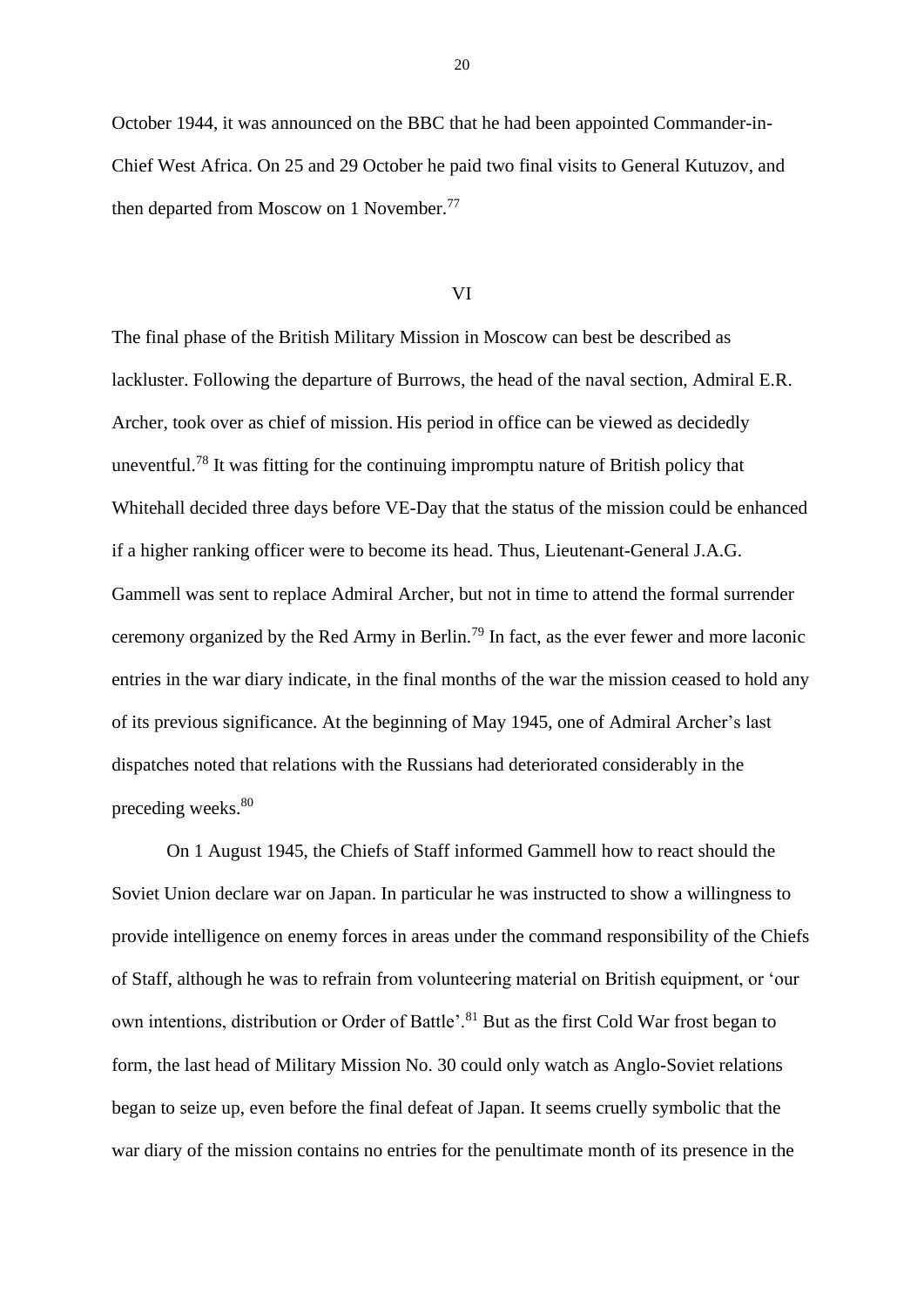October 1944, it was announced on the BBC that he had been appointed Commander-in-Chief West Africa. On 25 and 29 October he paid two final visits to General Kutuzov, and then departed from Moscow on 1 November.[77]

## VI

The final phase of the British Military Mission in Moscow can best be described as lackluster. Following the departure of Burrows, the head of the naval section, Admiral E.R. Archer, took over as chief of mission. His period in office can be viewed as decidedly uneventful.[78] It was fitting for the continuing impromptu nature of British policy that Whitehall decided three days before VE-Day that the status of the mission could be enhanced if a higher ranking officer were to become its head. Thus, Lieutenant-General J.A.G. Gammell was sent to replace Admiral Archer, but not in time to attend the formal surrender ceremony organized by the Red Army in Berlin.[79] In fact, as the ever fewer and more laconic entries in the war diary indicate, in the final months of the war the mission ceased to hold any of its previous significance. At the beginning of May 1945, one of Admiral Archer's last dispatches noted that relations with the Russians had deteriorated considerably in the preceding weeks.[80]

On 1 August 1945, the Chiefs of Staff informed Gammell how to react should the Soviet Union declare war on Japan. In particular he was instructed to show a willingness to provide intelligence on enemy forces in areas under the command responsibility of the Chiefs of Staff, although he was to refrain from volunteering material on British equipment, or 'our own intentions, distribution or Order of Battle'.[81] But as the first Cold War frost began to form, the last head of Military Mission No. 30 could only watch as Anglo-Soviet relations began to seize up, even before the final defeat of Japan. It seems cruelly symbolic that the war diary of the mission contains no entries for the penultimate month of its presence in the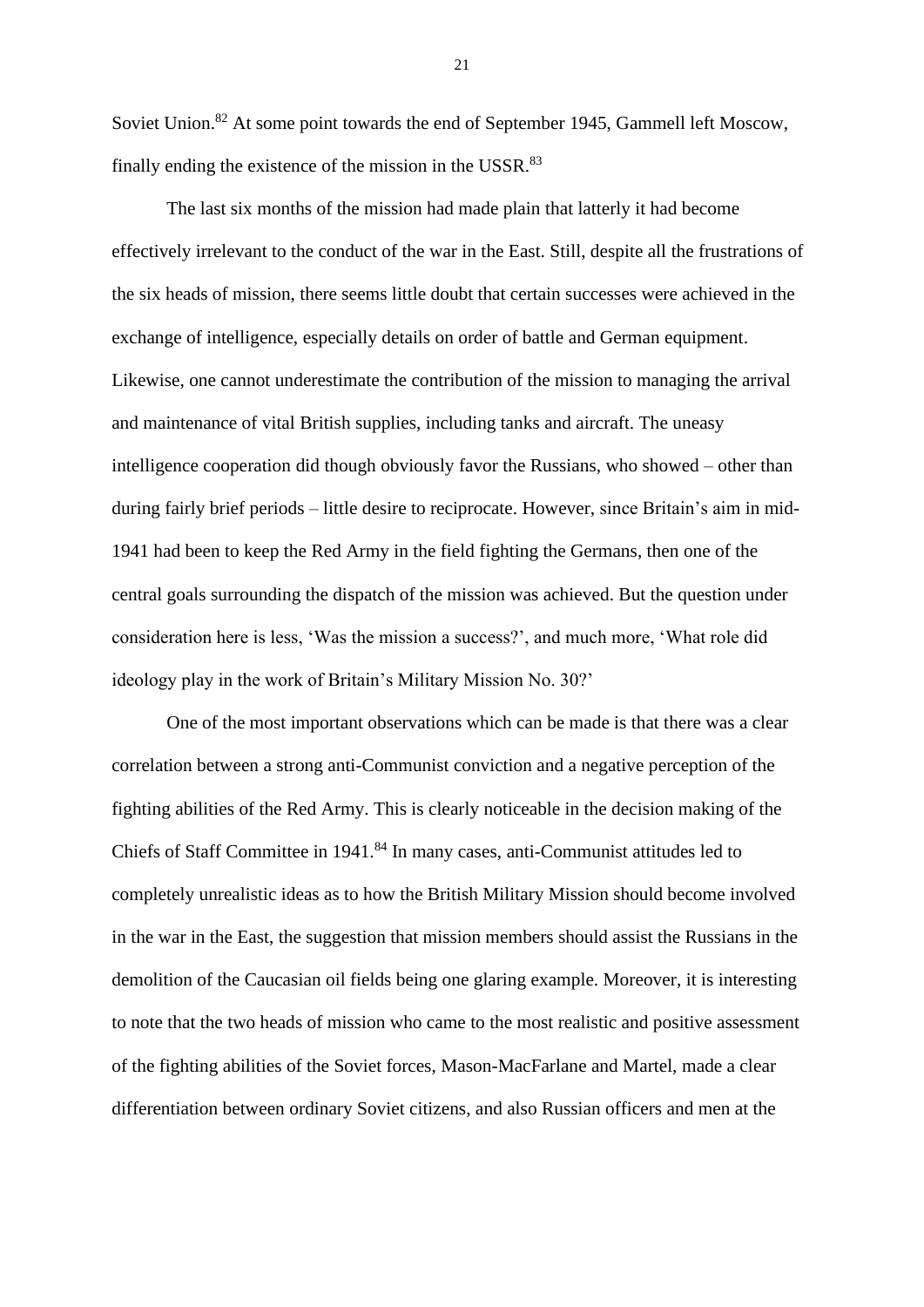Soviet Union.[82] At some point towards the end of September 1945, Gammell left Moscow, finally ending the existence of the mission in the USSR.[83]

The last six months of the mission had made plain that latterly it had become effectively irrelevant to the conduct of the war in the East. Still, despite all the frustrations of the six heads of mission, there seems little doubt that certain successes were achieved in the exchange of intelligence, especially details on order of battle and German equipment. Likewise, one cannot underestimate the contribution of the mission to managing the arrival and maintenance of vital British supplies, including tanks and aircraft. The uneasy intelligence cooperation did though obviously favor the Russians, who showed – other than during fairly brief periods – little desire to reciprocate. However, since Britain's aim in mid-1941 had been to keep the Red Army in the field fighting the Germans, then one of the central goals surrounding the dispatch of the mission was achieved. But the question under consideration here is less, 'Was the mission a success?', and much more, 'What role did ideology play in the work of Britain's Military Mission No. 30?'

One of the most important observations which can be made is that there was a clear correlation between a strong anti-Communist conviction and a negative perception of the fighting abilities of the Red Army. This is clearly noticeable in the decision making of the Chiefs of Staff Committee in 1941.[84] In many cases, anti-Communist attitudes led to completely unrealistic ideas as to how the British Military Mission should become involved in the war in the East, the suggestion that mission members should assist the Russians in the demolition of the Caucasian oil fields being one glaring example. Moreover, it is interesting to note that the two heads of mission who came to the most realistic and positive assessment of the fighting abilities of the Soviet forces, Mason-MacFarlane and Martel, made a clear differentiation between ordinary Soviet citizens, and also Russian officers and men at the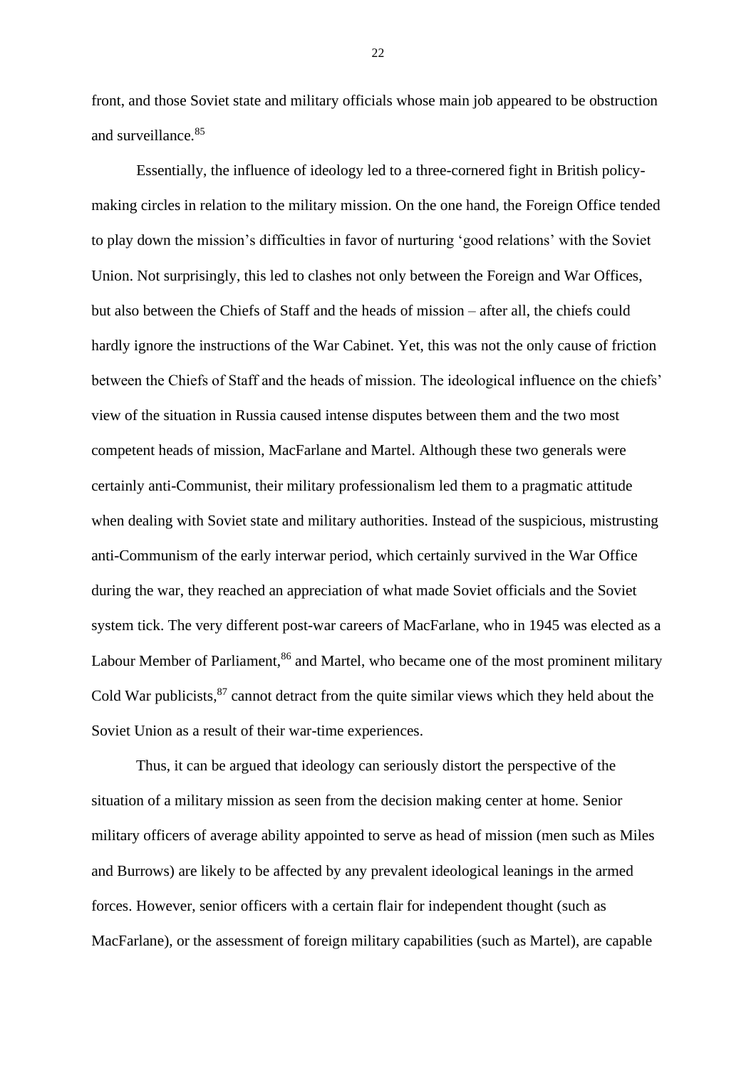front, and those Soviet state and military officials whose main job appeared to be obstruction and surveillance.[85]

Essentially, the influence of ideology led to a three-cornered fight in British policy-making circles in relation to the military mission. On the one hand, the Foreign Office tended to play down the mission's difficulties in favor of nurturing 'good relations' with the Soviet Union. Not surprisingly, this led to clashes not only between the Foreign and War Offices, but also between the Chiefs of Staff and the heads of mission – after all, the chiefs could hardly ignore the instructions of the War Cabinet. Yet, this was not the only cause of friction between the Chiefs of Staff and the heads of mission. The ideological influence on the chiefs' view of the situation in Russia caused intense disputes between them and the two most competent heads of mission, MacFarlane and Martel. Although these two generals were certainly anti-Communist, their military professionalism led them to a pragmatic attitude when dealing with Soviet state and military authorities. Instead of the suspicious, mistrusting anti-Communism of the early interwar period, which certainly survived in the War Office during the war, they reached an appreciation of what made Soviet officials and the Soviet system tick. The very different post-war careers of MacFarlane, who in 1945 was elected as a Labour Member of Parliament,[86] and Martel, who became one of the most prominent military Cold War publicists,[87] cannot detract from the quite similar views which they held about the Soviet Union as a result of their war-time experiences.

Thus, it can be argued that ideology can seriously distort the perspective of the situation of a military mission as seen from the decision making center at home. Senior military officers of average ability appointed to serve as head of mission (men such as Miles and Burrows) are likely to be affected by any prevalent ideological leanings in the armed forces. However, senior officers with a certain flair for independent thought (such as MacFarlane), or the assessment of foreign military capabilities (such as Martel), are capable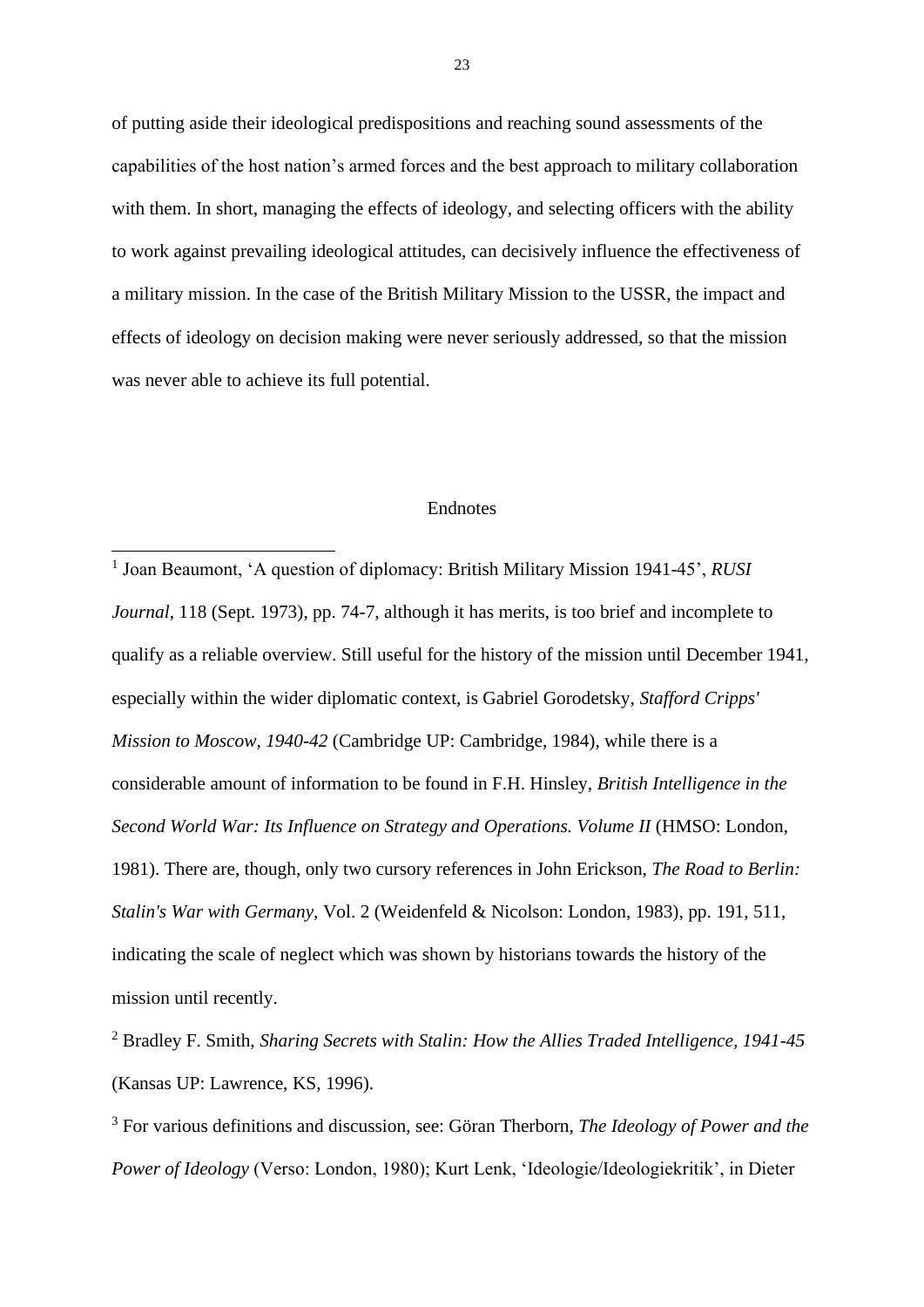of putting aside their ideological predispositions and reaching sound assessments of the capabilities of the host nation's armed forces and the best approach to military collaboration with them. In short, managing the effects of ideology, and selecting officers with the ability to work against prevailing ideological attitudes, can decisively influence the effectiveness of a military mission. In the case of the British Military Mission to the USSR, the impact and effects of ideology on decision making were never seriously addressed, so that the mission was never able to achieve its full potential.

## Endnotes

[1] Joan Beaumont, 'A question of diplomacy: British Military Mission 1941-45', *RUSI Journal*, 118 (Sept. 1973), pp. 74-7, although it has merits, is too brief and incomplete to qualify as a reliable overview. Still useful for the history of the mission until December 1941, especially within the wider diplomatic context, is Gabriel Gorodetsky, *Stafford Cripps' Mission to Moscow, 1940-42* (Cambridge UP: Cambridge, 1984), while there is a considerable amount of information to be found in F.H. Hinsley, *British Intelligence in the Second World War: Its Influence on Strategy and Operations. Volume II* (HMSO: London, 1981). There are, though, only two cursory references in John Erickson, *The Road to Berlin: Stalin's War with Germany*, Vol. 2 (Weidenfeld & Nicolson: London, 1983), pp. 191, 511, indicating the scale of neglect which was shown by historians towards the history of the mission until recently.

[2] Bradley F. Smith, *Sharing Secrets with Stalin: How the Allies Traded Intelligence, 1941-45* (Kansas UP: Lawrence, KS, 1996).

[3] For various definitions and discussion, see: Göran Therborn, *The Ideology of Power and the Power of Ideology* (Verso: London, 1980); Kurt Lenk, 'Ideologie/Ideologiekritik', in Dieter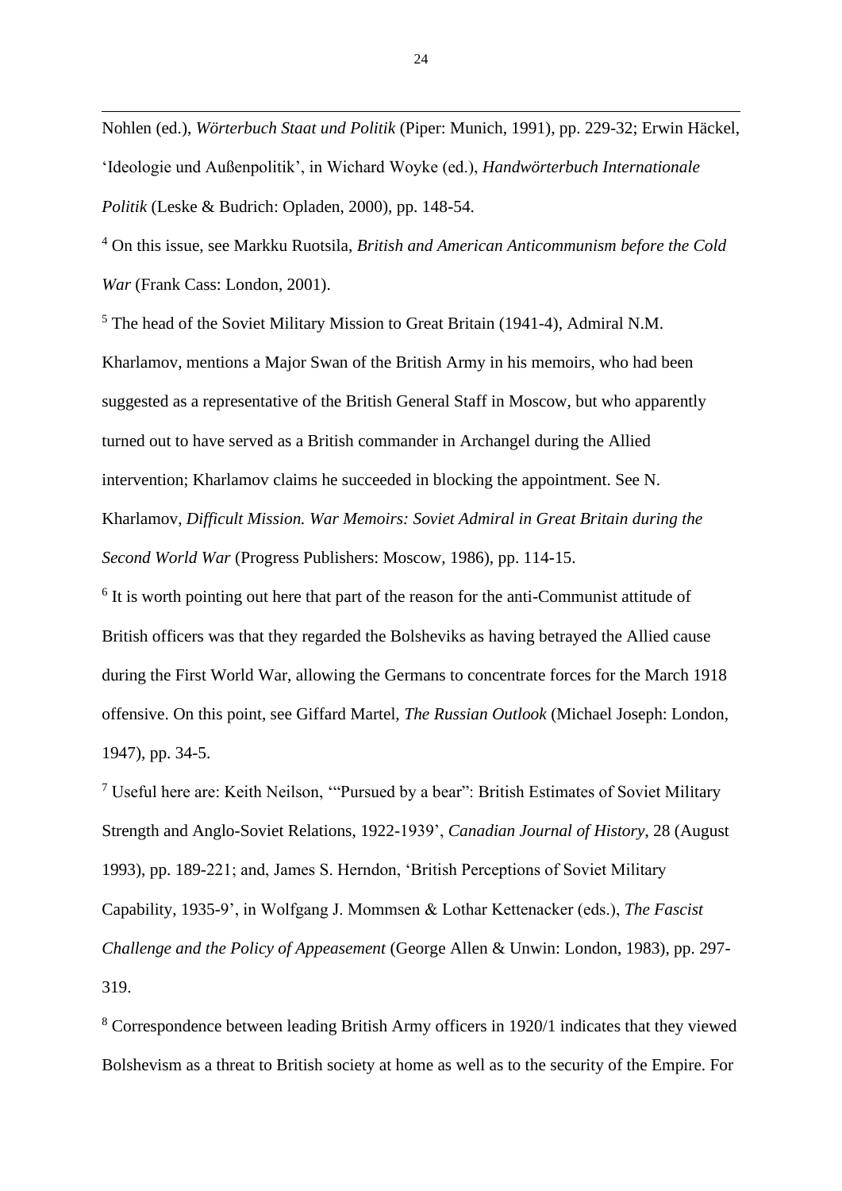Nohlen (ed.), *Wörterbuch Staat und Politik* (Piper: Munich, 1991), pp. 229-32; Erwin Häckel, 'Ideologie und Außenpolitik', in Wichard Woyke (ed.), *Handwörterbuch Internationale Politik* (Leske & Budrich: Opladen, 2000), pp. 148-54.

[4] On this issue, see Markku Ruotsila, *British and American Anticommunism before the Cold War* (Frank Cass: London, 2001).

[5] The head of the Soviet Military Mission to Great Britain (1941-4), Admiral N.M. Kharlamov, mentions a Major Swan of the British Army in his memoirs, who had been suggested as a representative of the British General Staff in Moscow, but who apparently turned out to have served as a British commander in Archangel during the Allied intervention; Kharlamov claims he succeeded in blocking the appointment. See N. Kharlamov, *Difficult Mission. War Memoirs: Soviet Admiral in Great Britain during the Second World War* (Progress Publishers: Moscow, 1986), pp. 114-15.

[6] It is worth pointing out here that part of the reason for the anti-Communist attitude of British officers was that they regarded the Bolsheviks as having betrayed the Allied cause during the First World War, allowing the Germans to concentrate forces for the March 1918 offensive. On this point, see Giffard Martel, *The Russian Outlook* (Michael Joseph: London, 1947), pp. 34-5.

[7] Useful here are: Keith Neilson, '"Pursued by a bear": British Estimates of Soviet Military Strength and Anglo-Soviet Relations, 1922-1939', *Canadian Journal of History*, 28 (August 1993), pp. 189-221; and, James S. Herndon, 'British Perceptions of Soviet Military Capability, 1935-9', in Wolfgang J. Mommsen & Lothar Kettenacker (eds.), *The Fascist Challenge and the Policy of Appeasement* (George Allen & Unwin: London, 1983), pp. 297-319.

[8] Correspondence between leading British Army officers in 1920/1 indicates that they viewed Bolshevism as a threat to British society at home as well as to the security of the Empire. For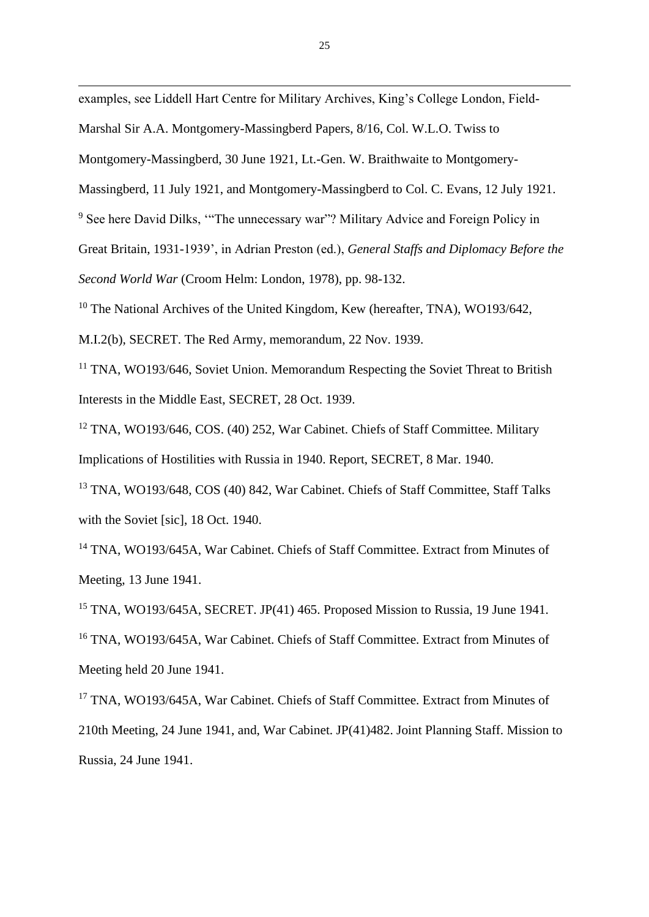examples, see Liddell Hart Centre for Military Archives, King's College London, Field-Marshal Sir A.A. Montgomery-Massingberd Papers, 8/16, Col. W.L.O. Twiss to Montgomery-Massingberd, 30 June 1921, Lt.-Gen. W. Braithwaite to Montgomery-Massingberd, 11 July 1921, and Montgomery-Massingberd to Col. C. Evans, 12 July 1921.

[9] See here David Dilks, '"The unnecessary war"? Military Advice and Foreign Policy in Great Britain, 1931-1939', in Adrian Preston (ed.), *General Staffs and Diplomacy Before the Second World War* (Croom Helm: London, 1978), pp. 98-132.

[10] The National Archives of the United Kingdom, Kew (hereafter, TNA), WO193/642, M.I.2(b), SECRET. The Red Army, memorandum, 22 Nov. 1939.

[11] TNA, WO193/646, Soviet Union. Memorandum Respecting the Soviet Threat to British Interests in the Middle East, SECRET, 28 Oct. 1939.

[12] TNA, WO193/646, COS. (40) 252, War Cabinet. Chiefs of Staff Committee. Military Implications of Hostilities with Russia in 1940. Report, SECRET, 8 Mar. 1940.

[13] TNA, WO193/648, COS (40) 842, War Cabinet. Chiefs of Staff Committee, Staff Talks with the Soviet [sic], 18 Oct. 1940.

[14] TNA, WO193/645A, War Cabinet. Chiefs of Staff Committee. Extract from Minutes of Meeting, 13 June 1941.

[15] TNA, WO193/645A, SECRET. JP(41) 465. Proposed Mission to Russia, 19 June 1941.

[16] TNA, WO193/645A, War Cabinet. Chiefs of Staff Committee. Extract from Minutes of Meeting held 20 June 1941.

[17] TNA, WO193/645A, War Cabinet. Chiefs of Staff Committee. Extract from Minutes of 210th Meeting, 24 June 1941, and, War Cabinet. JP(41)482. Joint Planning Staff. Mission to Russia, 24 June 1941.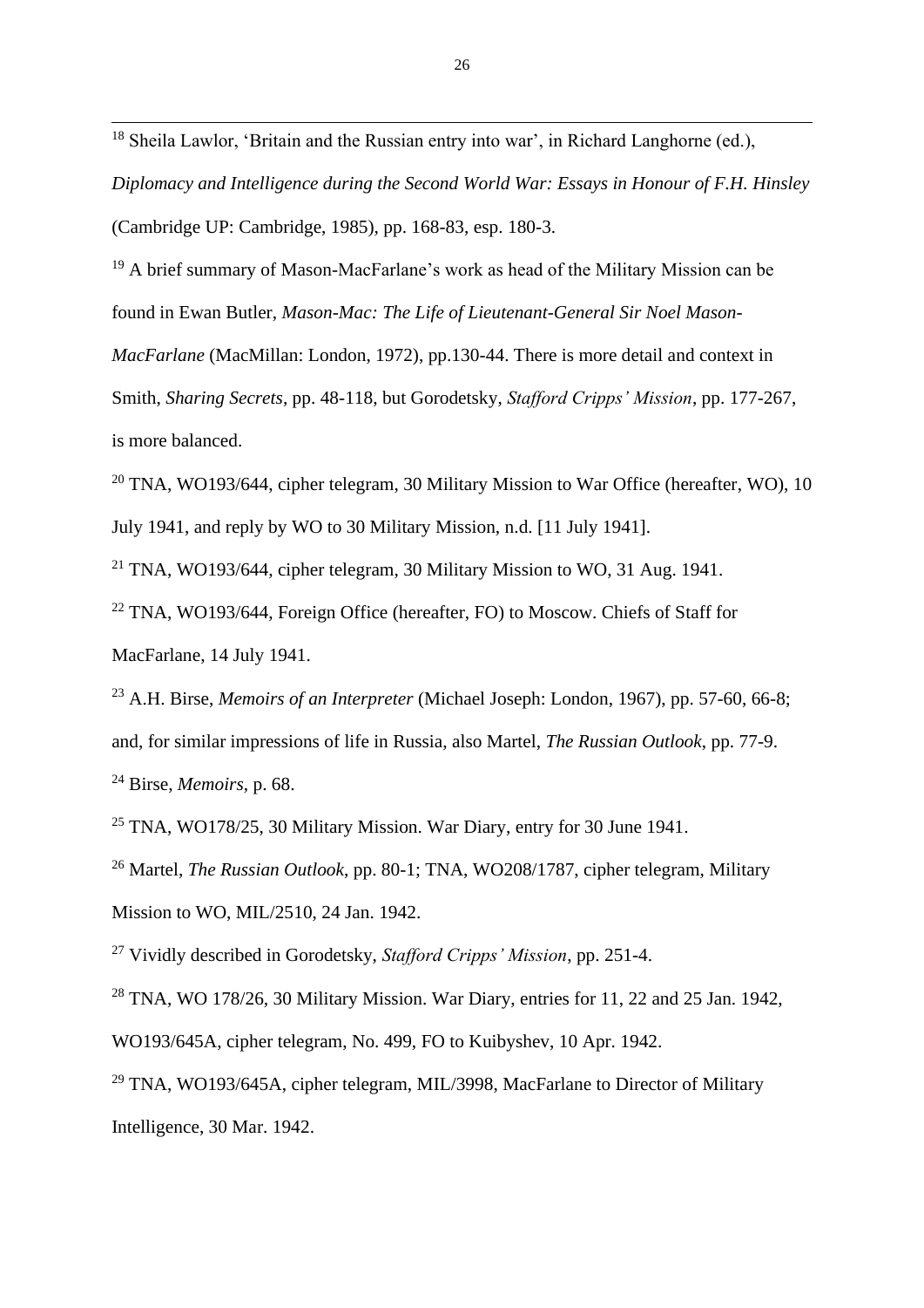[18] Sheila Lawlor, 'Britain and the Russian entry into war', in Richard Langhorne (ed.), *Diplomacy and Intelligence during the Second World War: Essays in Honour of F.H. Hinsley* (Cambridge UP: Cambridge, 1985), pp. 168-83, esp. 180-3.

[19] A brief summary of Mason-MacFarlane's work as head of the Military Mission can be found in Ewan Butler, *Mason-Mac: The Life of Lieutenant-General Sir Noel Mason-MacFarlane* (MacMillan: London, 1972), pp.130-44. There is more detail and context in Smith, *Sharing Secrets*, pp. 48-118, but Gorodetsky, *Stafford Cripps' Mission*, pp. 177-267, is more balanced.

[20] TNA, WO193/644, cipher telegram, 30 Military Mission to War Office (hereafter, WO), 10 July 1941, and reply by WO to 30 Military Mission, n.d. [11 July 1941].

[21] TNA, WO193/644, cipher telegram, 30 Military Mission to WO, 31 Aug. 1941.

[22] TNA, WO193/644, Foreign Office (hereafter, FO) to Moscow. Chiefs of Staff for MacFarlane, 14 July 1941.

[23] A.H. Birse, *Memoirs of an Interpreter* (Michael Joseph: London, 1967), pp. 57-60, 66-8; and, for similar impressions of life in Russia, also Martel, *The Russian Outlook*, pp. 77-9.

[24] Birse, *Memoirs*, p. 68.

[25] TNA, WO178/25, 30 Military Mission. War Diary, entry for 30 June 1941.

[26] Martel, *The Russian Outlook*, pp. 80-1; TNA, WO208/1787, cipher telegram, Military Mission to WO, MIL/2510, 24 Jan. 1942.

[27] Vividly described in Gorodetsky, *Stafford Cripps' Mission*, pp. 251-4.

[28] TNA, WO 178/26, 30 Military Mission. War Diary, entries for 11, 22 and 25 Jan. 1942, WO193/645A, cipher telegram, No. 499, FO to Kuibyshev, 10 Apr. 1942.

[29] TNA, WO193/645A, cipher telegram, MIL/3998, MacFarlane to Director of Military Intelligence, 30 Mar. 1942.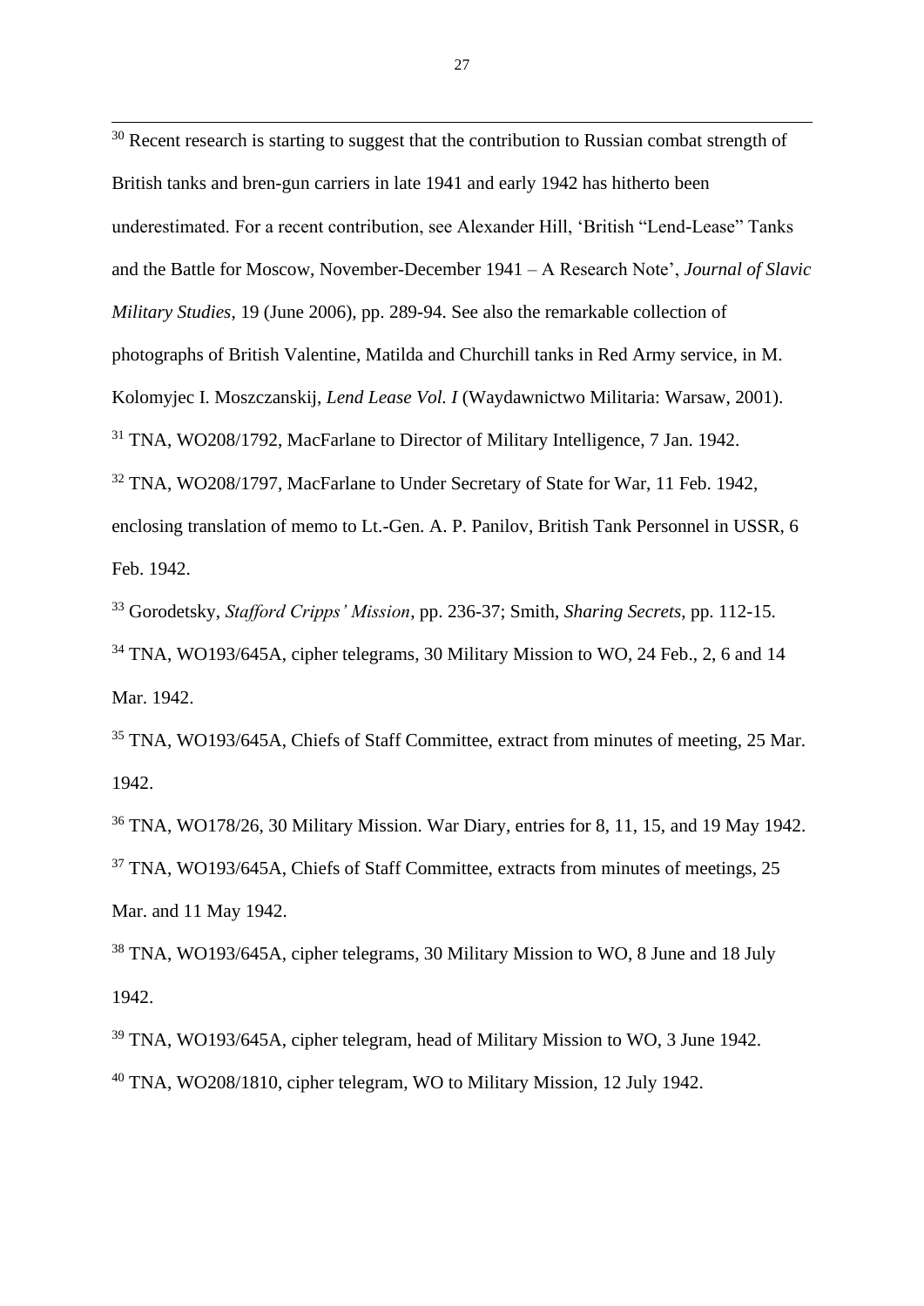[30] Recent research is starting to suggest that the contribution to Russian combat strength of British tanks and bren-gun carriers in late 1941 and early 1942 has hitherto been underestimated. For a recent contribution, see Alexander Hill, 'British "Lend-Lease" Tanks and the Battle for Moscow, November-December 1941 – A Research Note', *Journal of Slavic Military Studies*, 19 (June 2006), pp. 289-94. See also the remarkable collection of photographs of British Valentine, Matilda and Churchill tanks in Red Army service, in M. Kolomyjec I. Moszczanskij, *Lend Lease Vol. I* (Waydawnictwo Militaria: Warsaw, 2001).

[31] TNA, WO208/1792, MacFarlane to Director of Military Intelligence, 7 Jan. 1942.

[32] TNA, WO208/1797, MacFarlane to Under Secretary of State for War, 11 Feb. 1942, enclosing translation of memo to Lt.-Gen. A. P. Panilov, British Tank Personnel in USSR, 6 Feb. 1942.

[33] Gorodetsky, *Stafford Cripps' Mission*, pp. 236-37; Smith, *Sharing Secrets*, pp. 112-15.

[34] TNA, WO193/645A, cipher telegrams, 30 Military Mission to WO, 24 Feb., 2, 6 and 14 Mar. 1942.

[35] TNA, WO193/645A, Chiefs of Staff Committee, extract from minutes of meeting, 25 Mar. 1942.

[36] TNA, WO178/26, 30 Military Mission. War Diary, entries for 8, 11, 15, and 19 May 1942.

[37] TNA, WO193/645A, Chiefs of Staff Committee, extracts from minutes of meetings, 25 Mar. and 11 May 1942.

[38] TNA, WO193/645A, cipher telegrams, 30 Military Mission to WO, 8 June and 18 July 1942.

[39] TNA, WO193/645A, cipher telegram, head of Military Mission to WO, 3 June 1942.

[40] TNA, WO208/1810, cipher telegram, WO to Military Mission, 12 July 1942.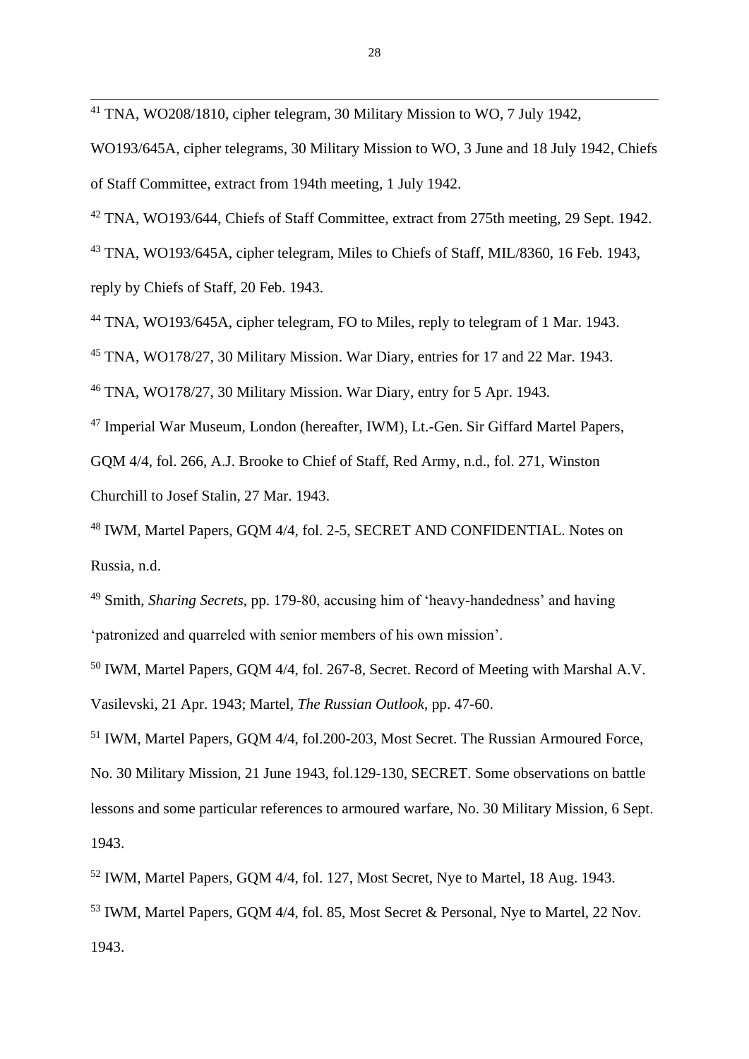[41] TNA, WO208/1810, cipher telegram, 30 Military Mission to WO, 7 July 1942, WO193/645A, cipher telegrams, 30 Military Mission to WO, 3 June and 18 July 1942, Chiefs of Staff Committee, extract from 194th meeting, 1 July 1942.

[42] TNA, WO193/644, Chiefs of Staff Committee, extract from 275th meeting, 29 Sept. 1942.

[43] TNA, WO193/645A, cipher telegram, Miles to Chiefs of Staff, MIL/8360, 16 Feb. 1943, reply by Chiefs of Staff, 20 Feb. 1943.

[44] TNA, WO193/645A, cipher telegram, FO to Miles, reply to telegram of 1 Mar. 1943.

[45] TNA, WO178/27, 30 Military Mission. War Diary, entries for 17 and 22 Mar. 1943.

[46] TNA, WO178/27, 30 Military Mission. War Diary, entry for 5 Apr. 1943.

[47] Imperial War Museum, London (hereafter, IWM), Lt.-Gen. Sir Giffard Martel Papers, GQM 4/4, fol. 266, A.J. Brooke to Chief of Staff, Red Army, n.d., fol. 271, Winston Churchill to Josef Stalin, 27 Mar. 1943.

[48] IWM, Martel Papers, GQM 4/4, fol. 2-5, SECRET AND CONFIDENTIAL. Notes on Russia, n.d.

[49] Smith, *Sharing Secrets*, pp. 179-80, accusing him of 'heavy-handedness' and having 'patronized and quarreled with senior members of his own mission'.

[50] IWM, Martel Papers, GQM 4/4, fol. 267-8, Secret. Record of Meeting with Marshal A.V. Vasilevski, 21 Apr. 1943; Martel, *The Russian Outlook*, pp. 47-60.

[51] IWM, Martel Papers, GQM 4/4, fol.200-203, Most Secret. The Russian Armoured Force, No. 30 Military Mission, 21 June 1943, fol.129-130, SECRET. Some observations on battle lessons and some particular references to armoured warfare, No. 30 Military Mission, 6 Sept. 1943.

[52] IWM, Martel Papers, GQM 4/4, fol. 127, Most Secret, Nye to Martel, 18 Aug. 1943.

[53] IWM, Martel Papers, GQM 4/4, fol. 85, Most Secret & Personal, Nye to Martel, 22 Nov. 1943.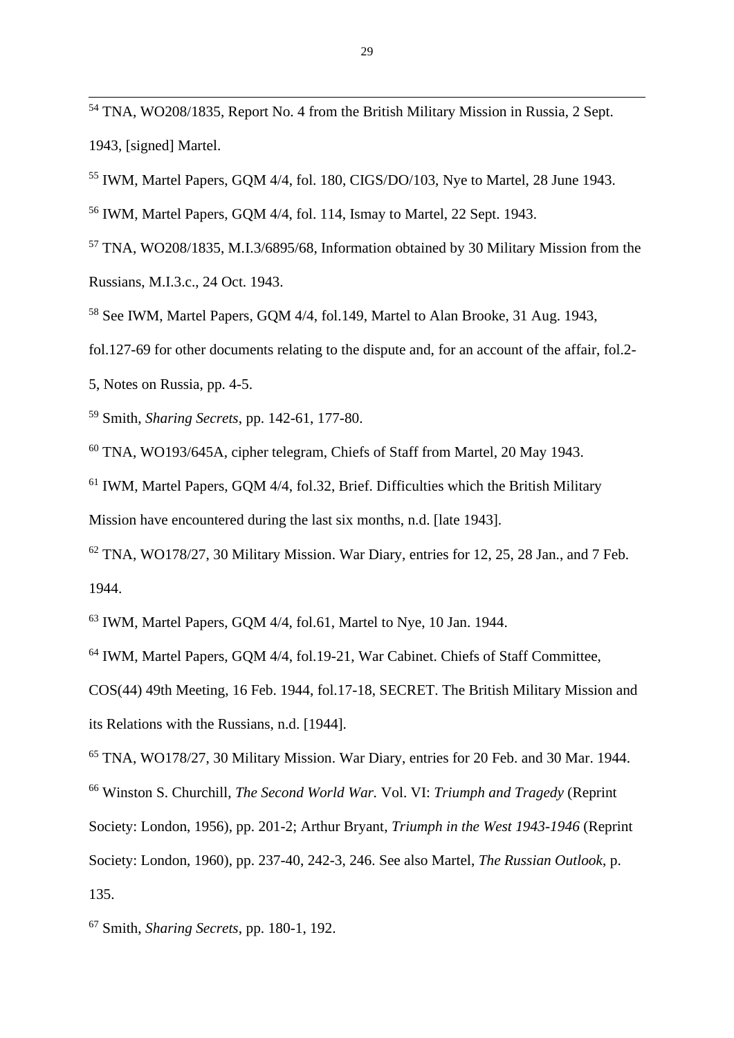[54] TNA, WO208/1835, Report No. 4 from the British Military Mission in Russia, 2 Sept. 1943, [signed] Martel.

[55] IWM, Martel Papers, GQM 4/4, fol. 180, CIGS/DO/103, Nye to Martel, 28 June 1943.

[56] IWM, Martel Papers, GQM 4/4, fol. 114, Ismay to Martel, 22 Sept. 1943.

[57] TNA, WO208/1835, M.I.3/6895/68, Information obtained by 30 Military Mission from the Russians, M.I.3.c., 24 Oct. 1943.

[58] See IWM, Martel Papers, GQM 4/4, fol.149, Martel to Alan Brooke, 31 Aug. 1943, fol.127-69 for other documents relating to the dispute and, for an account of the affair, fol.2-5, Notes on Russia, pp. 4-5.

[59] Smith, *Sharing Secrets*, pp. 142-61, 177-80.

[60] TNA, WO193/645A, cipher telegram, Chiefs of Staff from Martel, 20 May 1943.

[61] IWM, Martel Papers, GQM 4/4, fol.32, Brief. Difficulties which the British Military Mission have encountered during the last six months, n.d. [late 1943].

[62] TNA, WO178/27, 30 Military Mission. War Diary, entries for 12, 25, 28 Jan., and 7 Feb. 1944.

[63] IWM, Martel Papers, GQM 4/4, fol.61, Martel to Nye, 10 Jan. 1944.

[64] IWM, Martel Papers, GQM 4/4, fol.19-21, War Cabinet. Chiefs of Staff Committee, COS(44) 49th Meeting, 16 Feb. 1944, fol.17-18, SECRET. The British Military Mission and its Relations with the Russians, n.d. [1944].

[65] TNA, WO178/27, 30 Military Mission. War Diary, entries for 20 Feb. and 30 Mar. 1944.

[66] Winston S. Churchill, *The Second World War.* Vol. VI: *Triumph and Tragedy* (Reprint Society: London, 1956), pp. 201-2; Arthur Bryant, *Triumph in the West 1943-1946* (Reprint Society: London, 1960), pp. 237-40, 242-3, 246. See also Martel, *The Russian Outlook*, p. 135.

[67] Smith, *Sharing Secrets*, pp. 180-1, 192.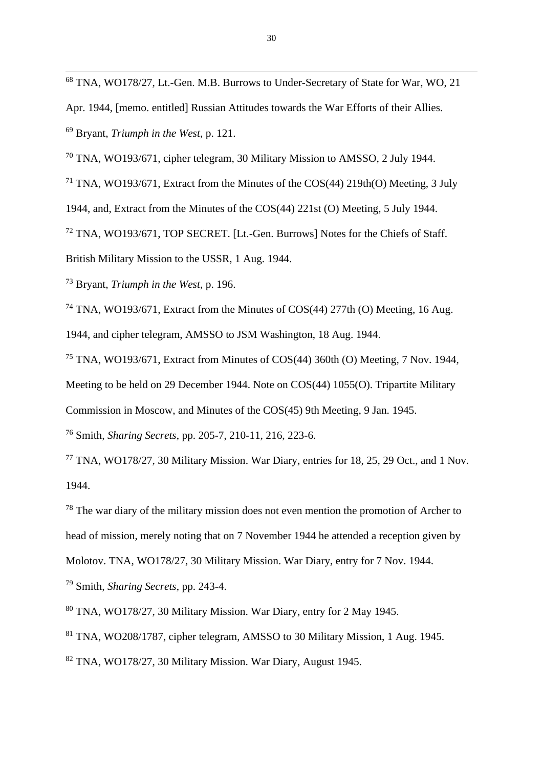[68] TNA, WO178/27, Lt.-Gen. M.B. Burrows to Under-Secretary of State for War, WO, 21 Apr. 1944, [memo. entitled] Russian Attitudes towards the War Efforts of their Allies.

[69] Bryant, *Triumph in the West*, p. 121.

[70] TNA, WO193/671, cipher telegram, 30 Military Mission to AMSSO, 2 July 1944.

[71] TNA, WO193/671, Extract from the Minutes of the COS(44) 219th(O) Meeting, 3 July 1944, and, Extract from the Minutes of the COS(44) 221st (O) Meeting, 5 July 1944.

[72] TNA, WO193/671, TOP SECRET. [Lt.-Gen. Burrows] Notes for the Chiefs of Staff. British Military Mission to the USSR, 1 Aug. 1944.

[73] Bryant, *Triumph in the West*, p. 196.

[74] TNA, WO193/671, Extract from the Minutes of COS(44) 277th (O) Meeting, 16 Aug. 1944, and cipher telegram, AMSSO to JSM Washington, 18 Aug. 1944.

[75] TNA, WO193/671, Extract from Minutes of COS(44) 360th (O) Meeting, 7 Nov. 1944, Meeting to be held on 29 December 1944. Note on COS(44) 1055(O). Tripartite Military Commission in Moscow, and Minutes of the COS(45) 9th Meeting, 9 Jan. 1945.

[76] Smith, *Sharing Secrets*, pp. 205-7, 210-11, 216, 223-6.

[77] TNA, WO178/27, 30 Military Mission. War Diary, entries for 18, 25, 29 Oct., and 1 Nov. 1944.

[78] The war diary of the military mission does not even mention the promotion of Archer to head of mission, merely noting that on 7 November 1944 he attended a reception given by Molotov. TNA, WO178/27, 30 Military Mission. War Diary, entry for 7 Nov. 1944.

[79] Smith, *Sharing Secrets*, pp. 243-4.

[80] TNA, WO178/27, 30 Military Mission. War Diary, entry for 2 May 1945.

[81] TNA, WO208/1787, cipher telegram, AMSSO to 30 Military Mission, 1 Aug. 1945.

[82] TNA, WO178/27, 30 Military Mission. War Diary, August 1945.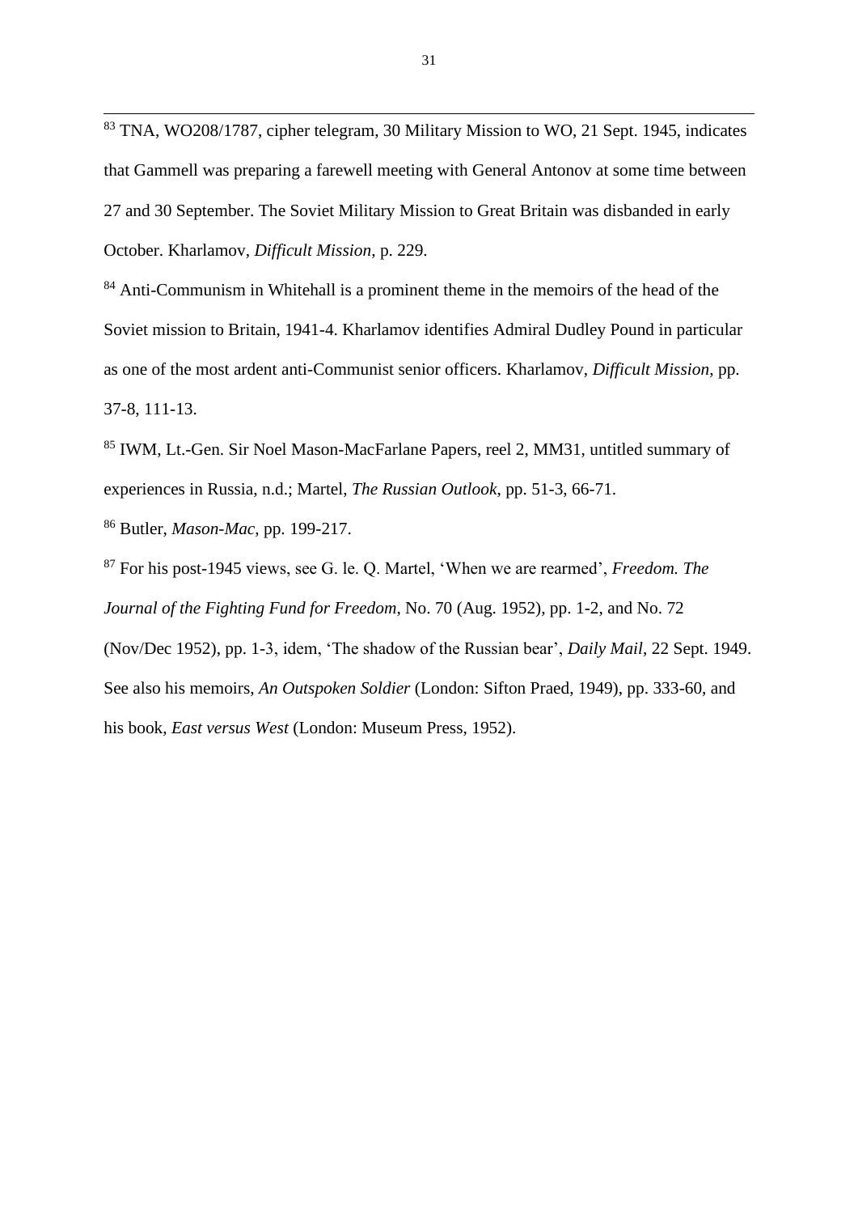[83] TNA, WO208/1787, cipher telegram, 30 Military Mission to WO, 21 Sept. 1945, indicates that Gammell was preparing a farewell meeting with General Antonov at some time between 27 and 30 September. The Soviet Military Mission to Great Britain was disbanded in early October. Kharlamov, *Difficult Mission*, p. 229.

[84] Anti-Communism in Whitehall is a prominent theme in the memoirs of the head of the Soviet mission to Britain, 1941-4. Kharlamov identifies Admiral Dudley Pound in particular as one of the most ardent anti-Communist senior officers. Kharlamov, *Difficult Mission*, pp. 37-8, 111-13.

[85] IWM, Lt.-Gen. Sir Noel Mason-MacFarlane Papers, reel 2, MM31, untitled summary of experiences in Russia, n.d.; Martel, *The Russian Outlook*, pp. 51-3, 66-71.

[86] Butler, *Mason-Mac*, pp. 199-217.

[87] For his post-1945 views, see G. le. Q. Martel, 'When we are rearmed', *Freedom. The Journal of the Fighting Fund for Freedom*, No. 70 (Aug. 1952), pp. 1-2, and No. 72 (Nov/Dec 1952), pp. 1-3, idem, 'The shadow of the Russian bear', *Daily Mail*, 22 Sept. 1949. See also his memoirs, *An Outspoken Soldier* (London: Sifton Praed, 1949), pp. 333-60, and his book, *East versus West* (London: Museum Press, 1952).